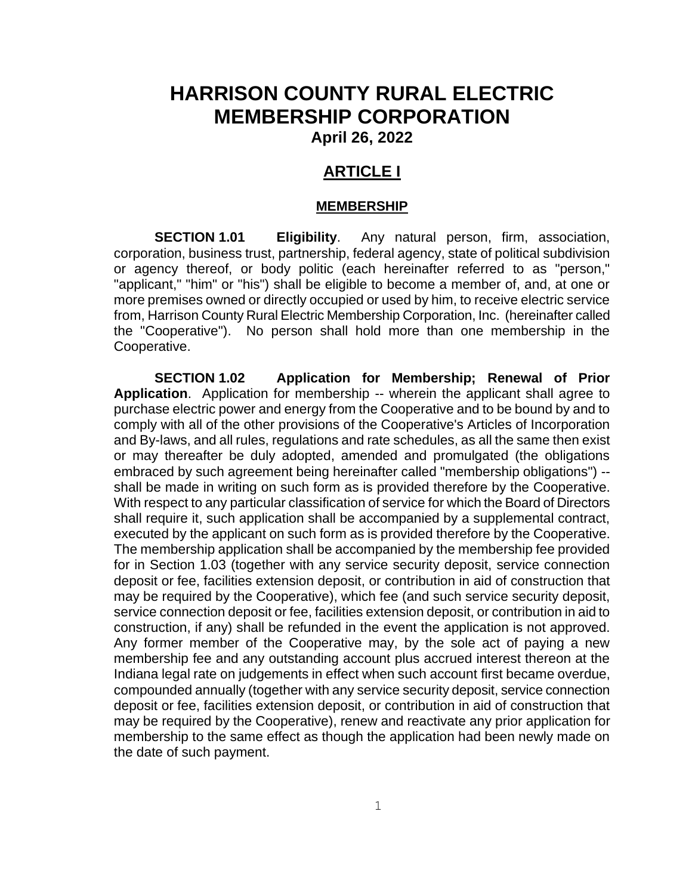# HARRISON COUNTY RURAL ELECTRIC MEMBERSHIP CORPORATION

**April 26, 2022**

## ARTICLE I

### MEMBERSHIP

**SECTION 1.01 Eligibility**. Any natural person, firm, association, corporation, business trust, partnership, federal agency, state of political subdivision or agency thereof, or body politic (each hereinafter referred to as "person," "applicant," "him" or "his") shall be eligible to become a member of, and, at one or more premises owned or directly occupied or used by him, to receive electric service from, Harrison County Rural Electric Membership Corporation, Inc. (hereinafter called the "Cooperative"). No person shall hold more than one membership in the Cooperative.

**SECTION 1.02 Application for Membership; Renewal of Prior Application**. Application for membership -- wherein the applicant shall agree to purchase electric power and energy from the Cooperative and to be bound by and to comply with all of the other provisions of the Cooperative's Articles of Incorporation and By-laws, and all rules, regulations and rate schedules, as all the same then exist or may thereafter be duly adopted, amended and promulgated (the obligations embraced by such agreement being hereinafter called "membership obligations") -- shall be made in writing on such form as is provided therefore by the Cooperative. With respect to any particular classification of service for which the Board of Directors shall require it, such application shall be accompanied by a supplemental contract, executed by the applicant on such form as is provided therefore by the Cooperative. The membership application shall be accompanied by the membership fee provided for in Section 1.03 (together with any service security deposit, service connection deposit or fee, facilities extension deposit, or contribution in aid of construction that may be required by the Cooperative), which fee (and such service security deposit, service connection deposit or fee, facilities extension deposit, or contribution in aid to construction, if any) shall be refunded in the event the application is not approved. Any former member of the Cooperative may, by the sole act of paying a new membership fee and any outstanding account plus accrued interest thereon at the Indiana legal rate on judgements in effect when such account first became overdue, compounded annually (together with any service security deposit, service connection deposit or fee, facilities extension deposit, or contribution in aid of construction that may be required by the Cooperative), renew and reactivate any prior application for membership to the same effect as though the application had been newly made on the date of such payment.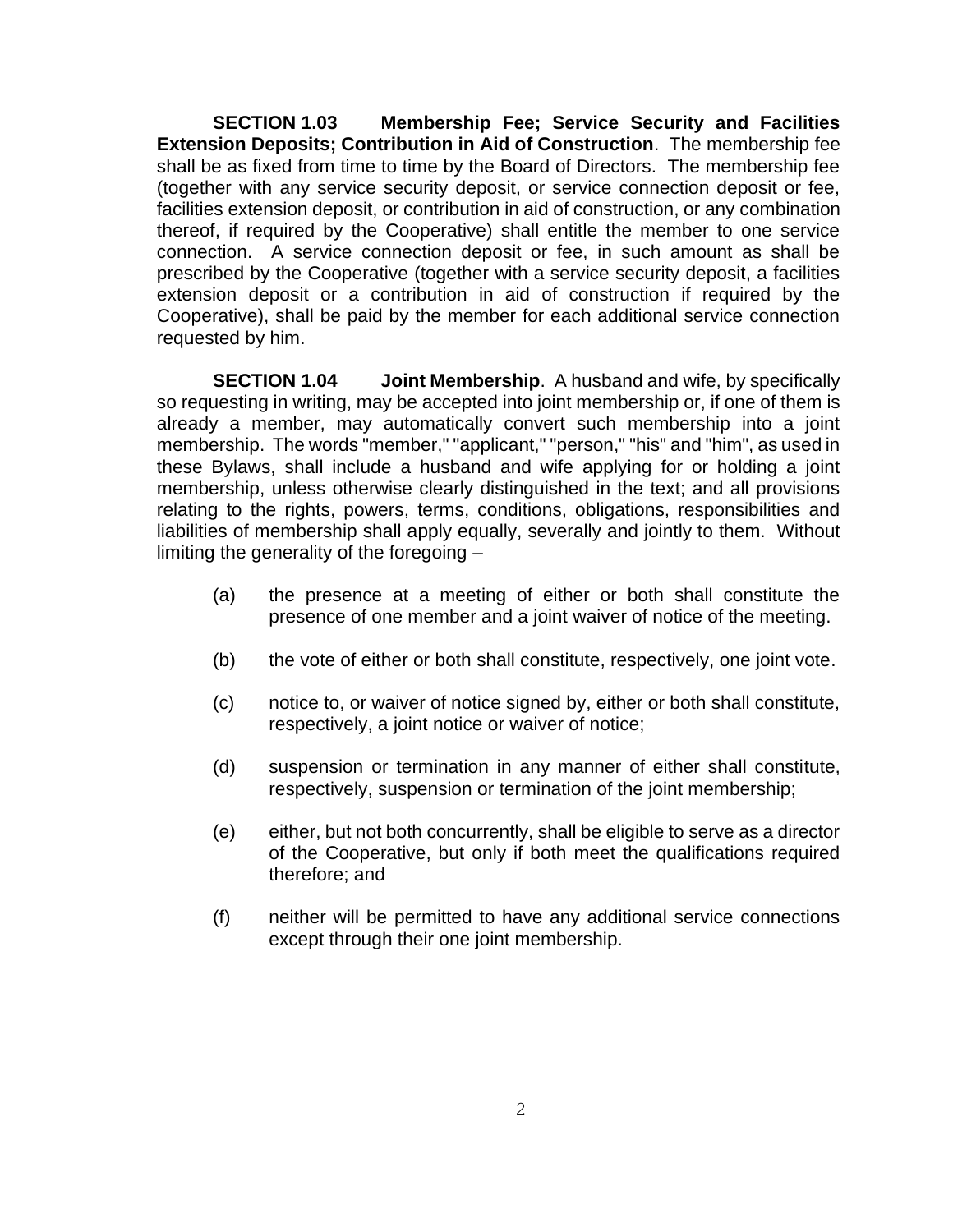**SECTION 1.03 Membership Fee; Service Security and Facilities Extension Deposits; Contribution in Aid of Construction**. The membership fee shall be as fixed from time to time by the Board of Directors. The membership fee (together with any service security deposit, or service connection deposit or fee, facilities extension deposit, or contribution in aid of construction, or any combination thereof, if required by the Cooperative) shall entitle the member to one service connection. A service connection deposit or fee, in such amount as shall be prescribed by the Cooperative (together with a service security deposit, a facilities extension deposit or a contribution in aid of construction if required by the Cooperative), shall be paid by the member for each additional service connection requested by him.

**SECTION 1.04 Joint Membership**. A husband and wife, by specifically so requesting in writing, may be accepted into joint membership or, if one of them is already a member, may automatically convert such membership into a joint membership. The words "member," "applicant," "person," "his" and "him", as used in these Bylaws, shall include a husband and wife applying for or holding a joint membership, unless otherwise clearly distinguished in the text; and all provisions relating to the rights, powers, terms, conditions, obligations, responsibilities and liabilities of membership shall apply equally, severally and jointly to them. Without limiting the generality of the foregoing –

(a) the presence at a meeting of either or both shall constitute the presence of one member and a joint waiver of notice of the meeting.

(b) the vote of either or both shall constitute, respectively, one joint vote.

(c) notice to, or waiver of notice signed by, either or both shall constitute, respectively, a joint notice or waiver of notice;

(d) suspension or termination in any manner of either shall constitute, respectively, suspension or termination of the joint membership;

(e) either, but not both concurrently, shall be eligible to serve as a director of the Cooperative, but only if both meet the qualifications required therefore; and

(f) neither will be permitted to have any additional service connections except through their one joint membership.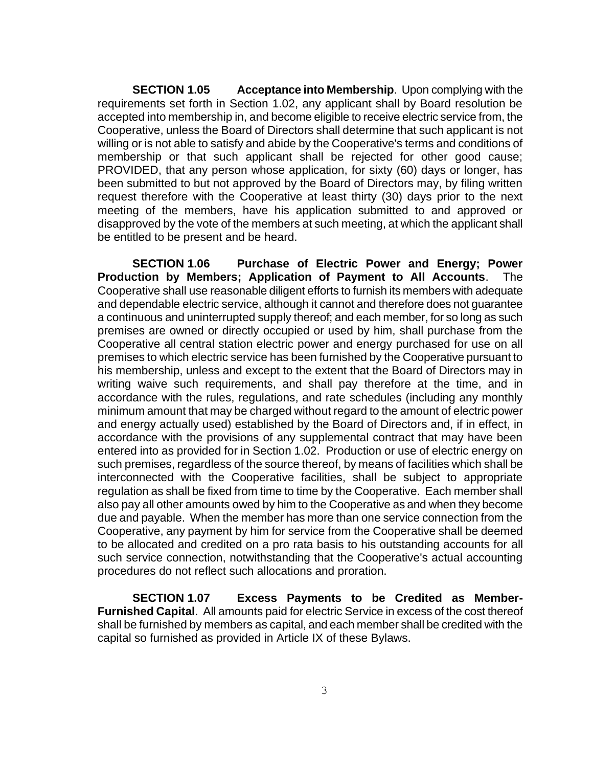**SECTION 1.05 Acceptance into Membership**. Upon complying with the requirements set forth in Section 1.02, any applicant shall by Board resolution be accepted into membership in, and become eligible to receive electric service from, the Cooperative, unless the Board of Directors shall determine that such applicant is not willing or is not able to satisfy and abide by the Cooperative's terms and conditions of membership or that such applicant shall be rejected for other good cause; PROVIDED, that any person whose application, for sixty (60) days or longer, has been submitted to but not approved by the Board of Directors may, by filing written request therefore with the Cooperative at least thirty (30) days prior to the next meeting of the members, have his application submitted to and approved or disapproved by the vote of the members at such meeting, at which the applicant shall be entitled to be present and be heard.

**SECTION 1.06 Purchase of Electric Power and Energy; Power Production by Members; Application of Payment to All Accounts**. The Cooperative shall use reasonable diligent efforts to furnish its members with adequate and dependable electric service, although it cannot and therefore does not guarantee a continuous and uninterrupted supply thereof; and each member, for so long as such premises are owned or directly occupied or used by him, shall purchase from the Cooperative all central station electric power and energy purchased for use on all premises to which electric service has been furnished by the Cooperative pursuant to his membership, unless and except to the extent that the Board of Directors may in writing waive such requirements, and shall pay therefore at the time, and in accordance with the rules, regulations, and rate schedules (including any monthly minimum amount that may be charged without regard to the amount of electric power and energy actually used) established by the Board of Directors and, if in effect, in accordance with the provisions of any supplemental contract that may have been entered into as provided for in Section 1.02. Production or use of electric energy on such premises, regardless of the source thereof, by means of facilities which shall be interconnected with the Cooperative facilities, shall be subject to appropriate regulation as shall be fixed from time to time by the Cooperative. Each member shall also pay all other amounts owed by him to the Cooperative as and when they become due and payable. When the member has more than one service connection from the Cooperative, any payment by him for service from the Cooperative shall be deemed to be allocated and credited on a pro rata basis to his outstanding accounts for all such service connection, notwithstanding that the Cooperative's actual accounting procedures do not reflect such allocations and proration.

**SECTION 1.07 Excess Payments to be Credited as Member-Furnished Capital**. All amounts paid for electric Service in excess of the cost thereof shall be furnished by members as capital, and each member shall be credited with the capital so furnished as provided in Article IX of these Bylaws.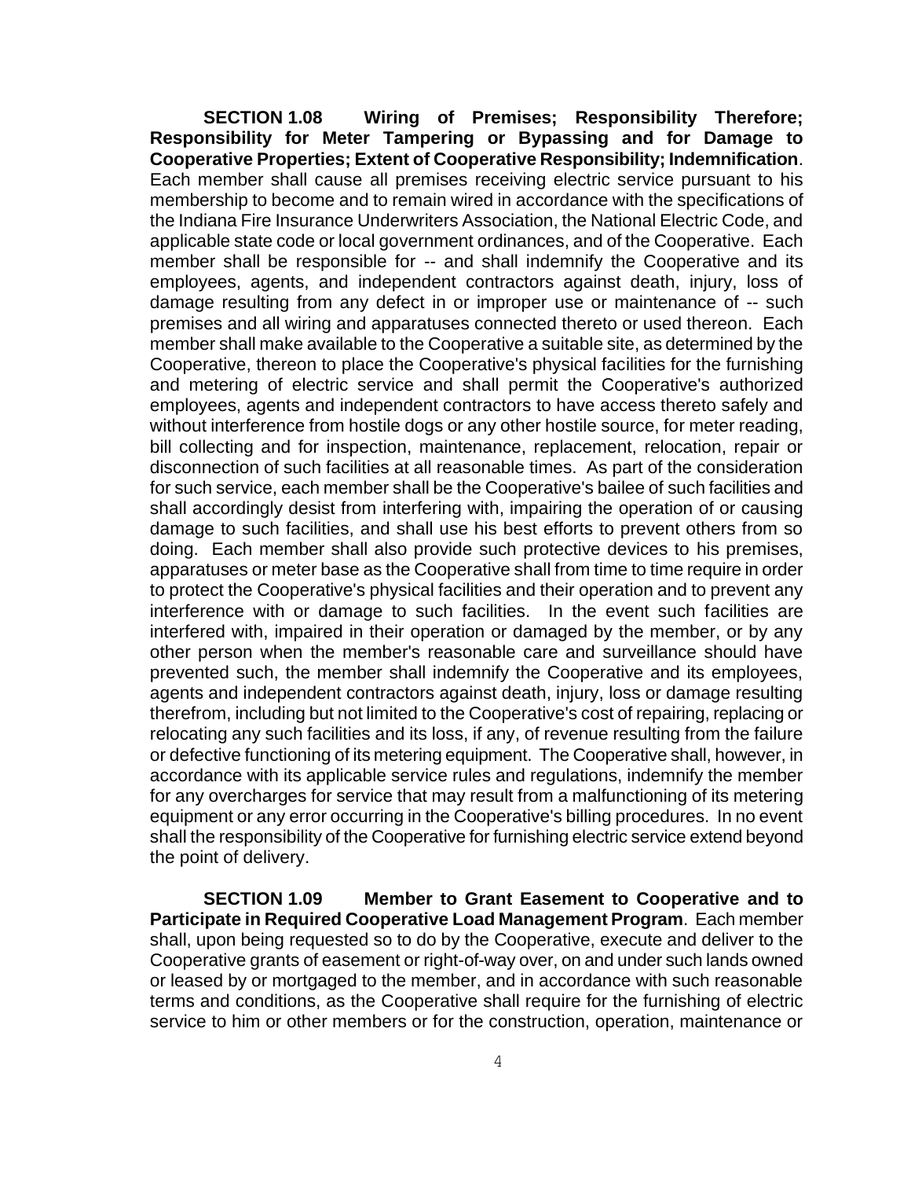**SECTION 1.08 Wiring of Premises; Responsibility Therefore; Responsibility for Meter Tampering or Bypassing and for Damage to Cooperative Properties; Extent of Cooperative Responsibility; Indemnification**. Each member shall cause all premises receiving electric service pursuant to his membership to become and to remain wired in accordance with the specifications of the Indiana Fire Insurance Underwriters Association, the National Electric Code, and applicable state code or local government ordinances, and of the Cooperative. Each member shall be responsible for -- and shall indemnify the Cooperative and its employees, agents, and independent contractors against death, injury, loss of damage resulting from any defect in or improper use or maintenance of -- such premises and all wiring and apparatuses connected thereto or used thereon. Each member shall make available to the Cooperative a suitable site, as determined by the Cooperative, thereon to place the Cooperative's physical facilities for the furnishing and metering of electric service and shall permit the Cooperative's authorized employees, agents and independent contractors to have access thereto safely and without interference from hostile dogs or any other hostile source, for meter reading, bill collecting and for inspection, maintenance, replacement, relocation, repair or disconnection of such facilities at all reasonable times. As part of the consideration for such service, each member shall be the Cooperative's bailee of such facilities and shall accordingly desist from interfering with, impairing the operation of or causing damage to such facilities, and shall use his best efforts to prevent others from so doing. Each member shall also provide such protective devices to his premises, apparatuses or meter base as the Cooperative shall from time to time require in order to protect the Cooperative's physical facilities and their operation and to prevent any interference with or damage to such facilities. In the event such facilities are interfered with, impaired in their operation or damaged by the member, or by any other person when the member's reasonable care and surveillance should have prevented such, the member shall indemnify the Cooperative and its employees, agents and independent contractors against death, injury, loss or damage resulting therefrom, including but not limited to the Cooperative's cost of repairing, replacing or relocating any such facilities and its loss, if any, of revenue resulting from the failure or defective functioning of its metering equipment. The Cooperative shall, however, in accordance with its applicable service rules and regulations, indemnify the member for any overcharges for service that may result from a malfunctioning of its metering equipment or any error occurring in the Cooperative's billing procedures. In no event shall the responsibility of the Cooperative for furnishing electric service extend beyond the point of delivery.

**SECTION 1.09 Member to Grant Easement to Cooperative and to Participate in Required Cooperative Load Management Program**. Each member shall, upon being requested so to do by the Cooperative, execute and deliver to the Cooperative grants of easement or right-of-way over, on and under such lands owned or leased by or mortgaged to the member, and in accordance with such reasonable terms and conditions, as the Cooperative shall require for the furnishing of electric service to him or other members or for the construction, operation, maintenance or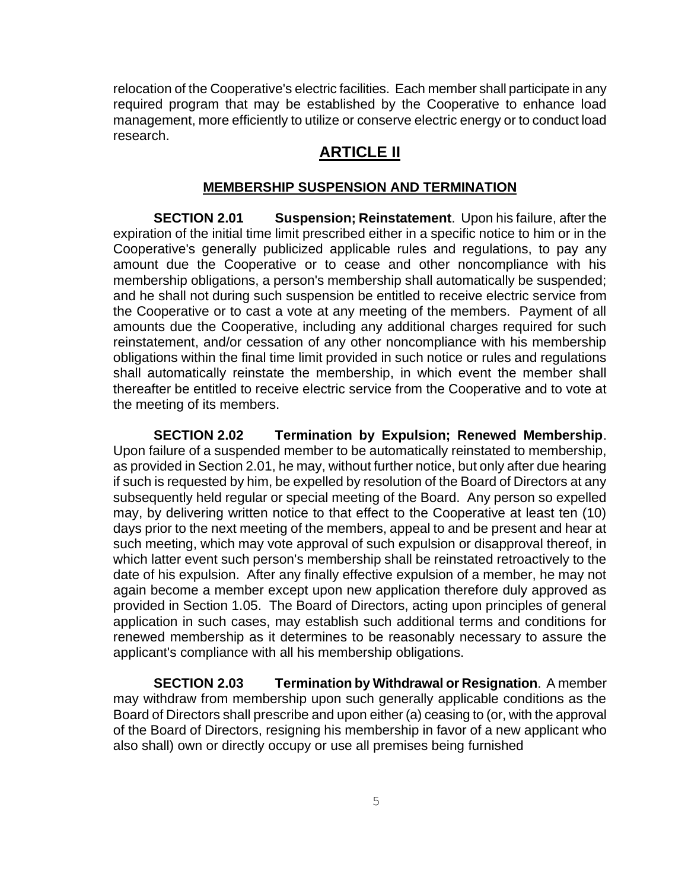relocation of the Cooperative's electric facilities. Each member shall participate in any required program that may be established by the Cooperative to enhance load management, more efficiently to utilize or conserve electric energy or to conduct load research.

# ARTICLE II

## MEMBERSHIP SUSPENSION AND TERMINATION

**SECTION 2.01 Suspension; Reinstatement**. Upon his failure, after the expiration of the initial time limit prescribed either in a specific notice to him or in the Cooperative's generally publicized applicable rules and regulations, to pay any amount due the Cooperative or to cease and other noncompliance with his membership obligations, a person's membership shall automatically be suspended; and he shall not during such suspension be entitled to receive electric service from the Cooperative or to cast a vote at any meeting of the members. Payment of all amounts due the Cooperative, including any additional charges required for such reinstatement, and/or cessation of any other noncompliance with his membership obligations within the final time limit provided in such notice or rules and regulations shall automatically reinstate the membership, in which event the member shall thereafter be entitled to receive electric service from the Cooperative and to vote at the meeting of its members.

**SECTION 2.02 Termination by Expulsion; Renewed Membership**. Upon failure of a suspended member to be automatically reinstated to membership, as provided in Section 2.01, he may, without further notice, but only after due hearing if such is requested by him, be expelled by resolution of the Board of Directors at any subsequently held regular or special meeting of the Board. Any person so expelled may, by delivering written notice to that effect to the Cooperative at least ten (10) days prior to the next meeting of the members, appeal to and be present and hear at such meeting, which may vote approval of such expulsion or disapproval thereof, in which latter event such person's membership shall be reinstated retroactively to the date of his expulsion. After any finally effective expulsion of a member, he may not again become a member except upon new application therefore duly approved as provided in Section 1.05. The Board of Directors, acting upon principles of general application in such cases, may establish such additional terms and conditions for renewed membership as it determines to be reasonably necessary to assure the applicant's compliance with all his membership obligations.

**SECTION 2.03 Termination by Withdrawal or Resignation**. A member may withdraw from membership upon such generally applicable conditions as the Board of Directors shall prescribe and upon either (a) ceasing to (or, with the approval of the Board of Directors, resigning his membership in favor of a new applicant who also shall) own or directly occupy or use all premises being furnished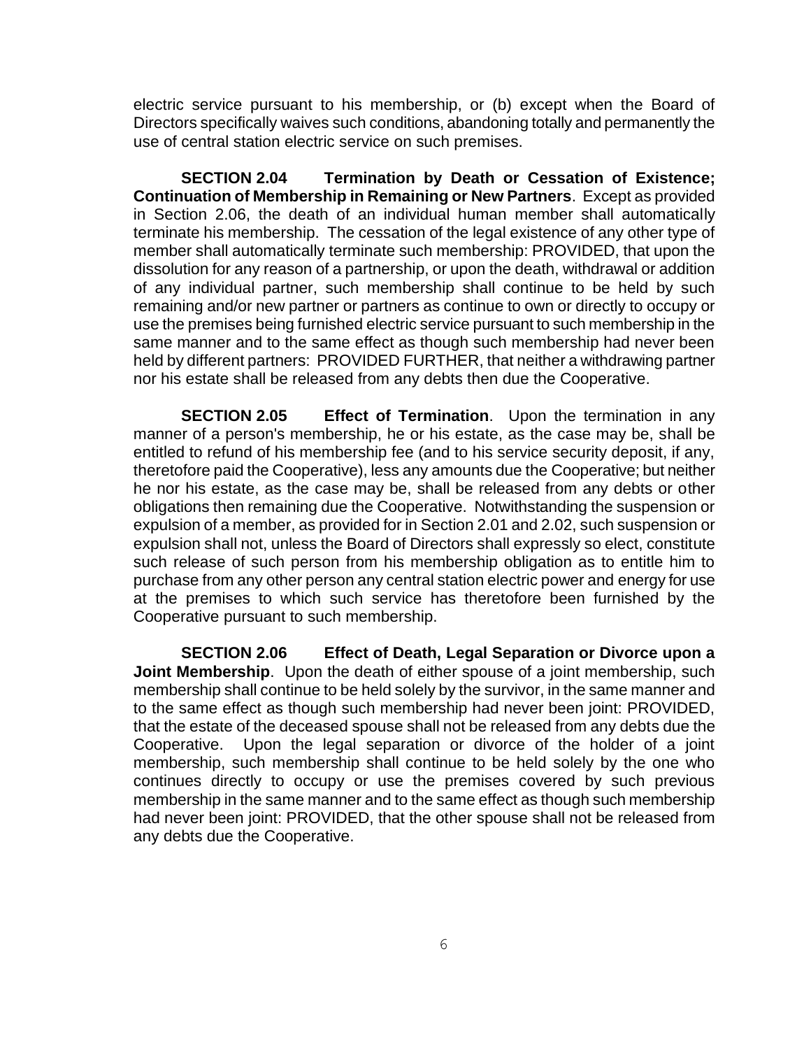electric service pursuant to his membership, or (b) except when the Board of Directors specifically waives such conditions, abandoning totally and permanently the use of central station electric service on such premises.

**SECTION 2.04 Termination by Death or Cessation of Existence; Continuation of Membership in Remaining or New Partners**. Except as provided in Section 2.06, the death of an individual human member shall automatically terminate his membership. The cessation of the legal existence of any other type of member shall automatically terminate such membership: PROVIDED, that upon the dissolution for any reason of a partnership, or upon the death, withdrawal or addition of any individual partner, such membership shall continue to be held by such remaining and/or new partner or partners as continue to own or directly to occupy or use the premises being furnished electric service pursuant to such membership in the same manner and to the same effect as though such membership had never been held by different partners: PROVIDED FURTHER, that neither a withdrawing partner nor his estate shall be released from any debts then due the Cooperative.

**SECTION 2.05 Effect of Termination**. Upon the termination in any manner of a person's membership, he or his estate, as the case may be, shall be entitled to refund of his membership fee (and to his service security deposit, if any, theretofore paid the Cooperative), less any amounts due the Cooperative; but neither he nor his estate, as the case may be, shall be released from any debts or other obligations then remaining due the Cooperative. Notwithstanding the suspension or expulsion of a member, as provided for in Section 2.01 and 2.02, such suspension or expulsion shall not, unless the Board of Directors shall expressly so elect, constitute such release of such person from his membership obligation as to entitle him to purchase from any other person any central station electric power and energy for use at the premises to which such service has theretofore been furnished by the Cooperative pursuant to such membership.

**SECTION 2.06 Effect of Death, Legal Separation or Divorce upon a Joint Membership**. Upon the death of either spouse of a joint membership, such membership shall continue to be held solely by the survivor, in the same manner and to the same effect as though such membership had never been joint: PROVIDED, that the estate of the deceased spouse shall not be released from any debts due the Cooperative. Upon the legal separation or divorce of the holder of a joint membership, such membership shall continue to be held solely by the one who continues directly to occupy or use the premises covered by such previous membership in the same manner and to the same effect as though such membership had never been joint: PROVIDED, that the other spouse shall not be released from any debts due the Cooperative.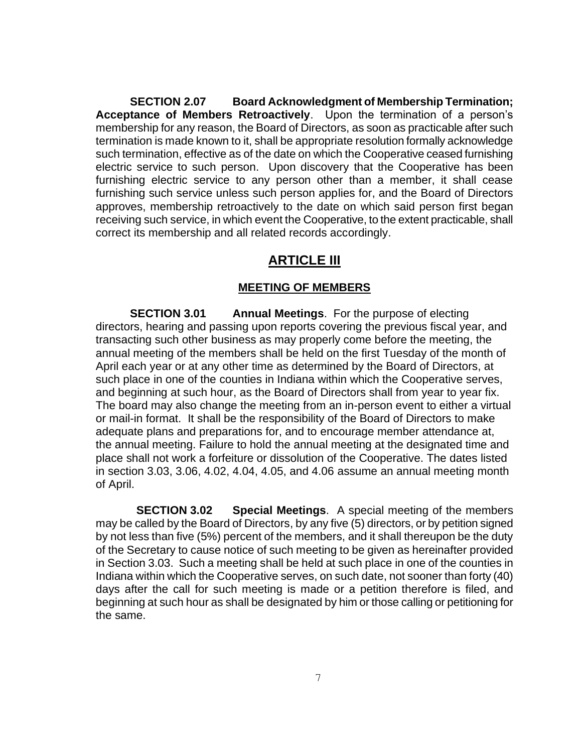**SECTION 2.07 Board Acknowledgment of Membership Termination; Acceptance of Members Retroactively**. Upon the termination of a person's membership for any reason, the Board of Directors, as soon as practicable after such termination is made known to it, shall be appropriate resolution formally acknowledge such termination, effective as of the date on which the Cooperative ceased furnishing electric service to such person. Upon discovery that the Cooperative has been furnishing electric service to any person other than a member, it shall cease furnishing such service unless such person applies for, and the Board of Directors approves, membership retroactively to the date on which said person first began receiving such service, in which event the Cooperative, to the extent practicable, shall correct its membership and all related records accordingly.

## ARTICLE III

### MEETING OF MEMBERS

**SECTION 3.01 Annual Meetings**. For the purpose of electing directors, hearing and passing upon reports covering the previous fiscal year, and transacting such other business as may properly come before the meeting, the annual meeting of the members shall be held on the first Tuesday of the month of April each year or at any other time as determined by the Board of Directors, at such place in one of the counties in Indiana within which the Cooperative serves, and beginning at such hour, as the Board of Directors shall from year to year fix. The board may also change the meeting from an in-person event to either a virtual or mail-in format. It shall be the responsibility of the Board of Directors to make adequate plans and preparations for, and to encourage member attendance at, the annual meeting. Failure to hold the annual meeting at the designated time and place shall not work a forfeiture or dissolution of the Cooperative. The dates listed in section 3.03, 3.06, 4.02, 4.04, 4.05, and 4.06 assume an annual meeting month of April.

**SECTION 3.02 Special Meetings**. A special meeting of the members may be called by the Board of Directors, by any five (5) directors, or by petition signed by not less than five (5%) percent of the members, and it shall thereupon be the duty of the Secretary to cause notice of such meeting to be given as hereinafter provided in Section 3.03. Such a meeting shall be held at such place in one of the counties in Indiana within which the Cooperative serves, on such date, not sooner than forty (40) days after the call for such meeting is made or a petition therefore is filed, and beginning at such hour as shall be designated by him or those calling or petitioning for the same.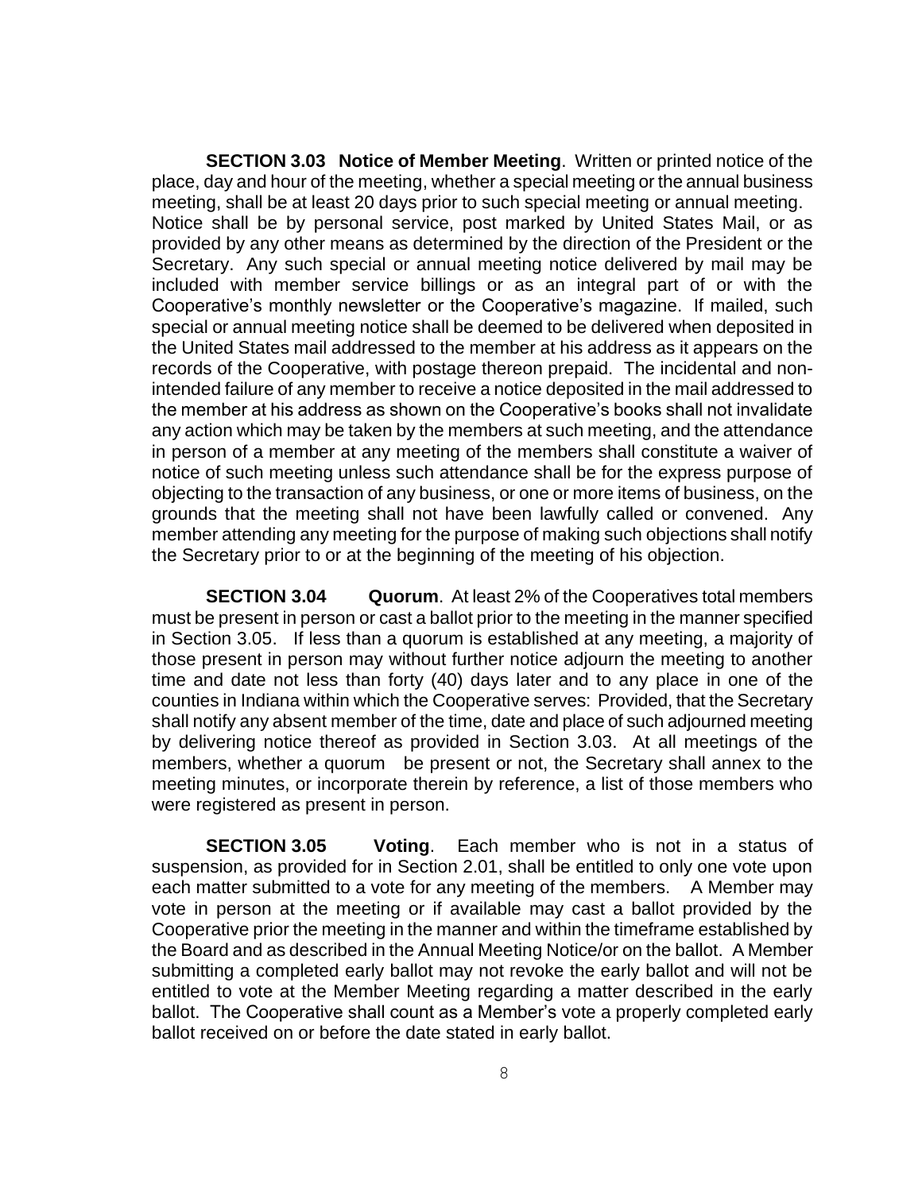**SECTION 3.03 Notice of Member Meeting**. Written or printed notice of the place, day and hour of the meeting, whether a special meeting or the annual business meeting, shall be at least 20 days prior to such special meeting or annual meeting. Notice shall be by personal service, post marked by United States Mail, or as provided by any other means as determined by the direction of the President or the Secretary. Any such special or annual meeting notice delivered by mail may be included with member service billings or as an integral part of or with the Cooperative's monthly newsletter or the Cooperative's magazine. If mailed, such special or annual meeting notice shall be deemed to be delivered when deposited in the United States mail addressed to the member at his address as it appears on the records of the Cooperative, with postage thereon prepaid. The incidental and non-intended failure of any member to receive a notice deposited in the mail addressed to the member at his address as shown on the Cooperative's books shall not invalidate any action which may be taken by the members at such meeting, and the attendance in person of a member at any meeting of the members shall constitute a waiver of notice of such meeting unless such attendance shall be for the express purpose of objecting to the transaction of any business, or one or more items of business, on the grounds that the meeting shall not have been lawfully called or convened. Any member attending any meeting for the purpose of making such objections shall notify the Secretary prior to or at the beginning of the meeting of his objection.

**SECTION 3.04 Quorum**. At least 2% of the Cooperatives total members must be present in person or cast a ballot prior to the meeting in the manner specified in Section 3.05. If less than a quorum is established at any meeting, a majority of those present in person may without further notice adjourn the meeting to another time and date not less than forty (40) days later and to any place in one of the counties in Indiana within which the Cooperative serves: Provided, that the Secretary shall notify any absent member of the time, date and place of such adjourned meeting by delivering notice thereof as provided in Section 3.03. At all meetings of the members, whether a quorum be present or not, the Secretary shall annex to the meeting minutes, or incorporate therein by reference, a list of those members who were registered as present in person.

**SECTION 3.05 Voting**. Each member who is not in a status of suspension, as provided for in Section 2.01, shall be entitled to only one vote upon each matter submitted to a vote for any meeting of the members. A Member may vote in person at the meeting or if available may cast a ballot provided by the Cooperative prior the meeting in the manner and within the timeframe established by the Board and as described in the Annual Meeting Notice/or on the ballot. A Member submitting a completed early ballot may not revoke the early ballot and will not be entitled to vote at the Member Meeting regarding a matter described in the early ballot. The Cooperative shall count as a Member's vote a properly completed early ballot received on or before the date stated in early ballot.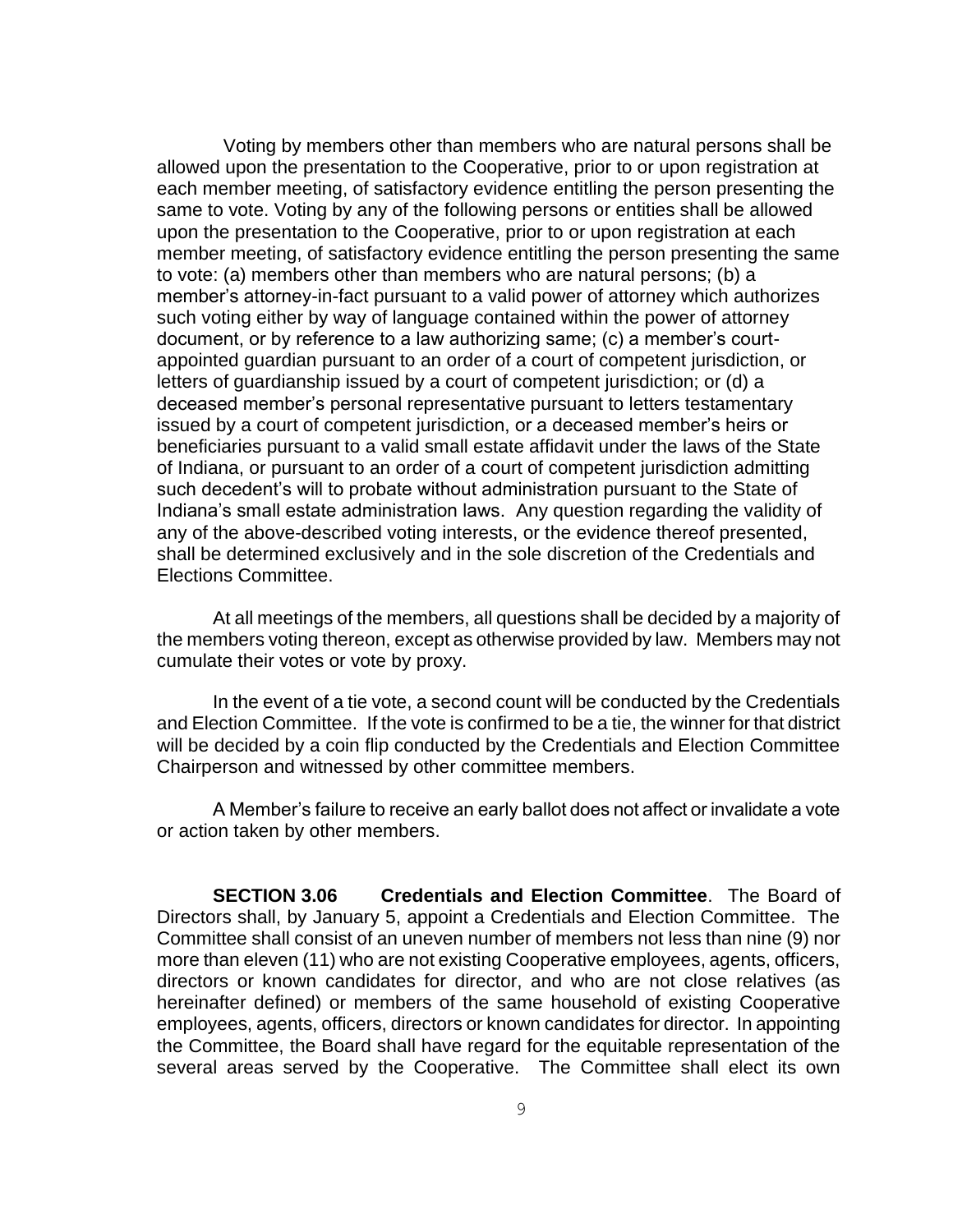Voting by members other than members who are natural persons shall be allowed upon the presentation to the Cooperative, prior to or upon registration at each member meeting, of satisfactory evidence entitling the person presenting the same to vote. Voting by any of the following persons or entities shall be allowed upon the presentation to the Cooperative, prior to or upon registration at each member meeting, of satisfactory evidence entitling the person presenting the same to vote: (a) members other than members who are natural persons; (b) a member's attorney-in-fact pursuant to a valid power of attorney which authorizes such voting either by way of language contained within the power of attorney document, or by reference to a law authorizing same; (c) a member's court-appointed guardian pursuant to an order of a court of competent jurisdiction, or letters of guardianship issued by a court of competent jurisdiction; or (d) a deceased member's personal representative pursuant to letters testamentary issued by a court of competent jurisdiction, or a deceased member's heirs or beneficiaries pursuant to a valid small estate affidavit under the laws of the State of Indiana, or pursuant to an order of a court of competent jurisdiction admitting such decedent's will to probate without administration pursuant to the State of Indiana's small estate administration laws. Any question regarding the validity of any of the above-described voting interests, or the evidence thereof presented, shall be determined exclusively and in the sole discretion of the Credentials and Elections Committee.

At all meetings of the members, all questions shall be decided by a majority of the members voting thereon, except as otherwise provided by law. Members may not cumulate their votes or vote by proxy.

In the event of a tie vote, a second count will be conducted by the Credentials and Election Committee. If the vote is confirmed to be a tie, the winner for that district will be decided by a coin flip conducted by the Credentials and Election Committee Chairperson and witnessed by other committee members.

A Member's failure to receive an early ballot does not affect or invalidate a vote or action taken by other members.

**SECTION 3.06 Credentials and Election Committee**. The Board of Directors shall, by January 5, appoint a Credentials and Election Committee. The Committee shall consist of an uneven number of members not less than nine (9) nor more than eleven (11) who are not existing Cooperative employees, agents, officers, directors or known candidates for director, and who are not close relatives (as hereinafter defined) or members of the same household of existing Cooperative employees, agents, officers, directors or known candidates for director. In appointing the Committee, the Board shall have regard for the equitable representation of the several areas served by the Cooperative. The Committee shall elect its own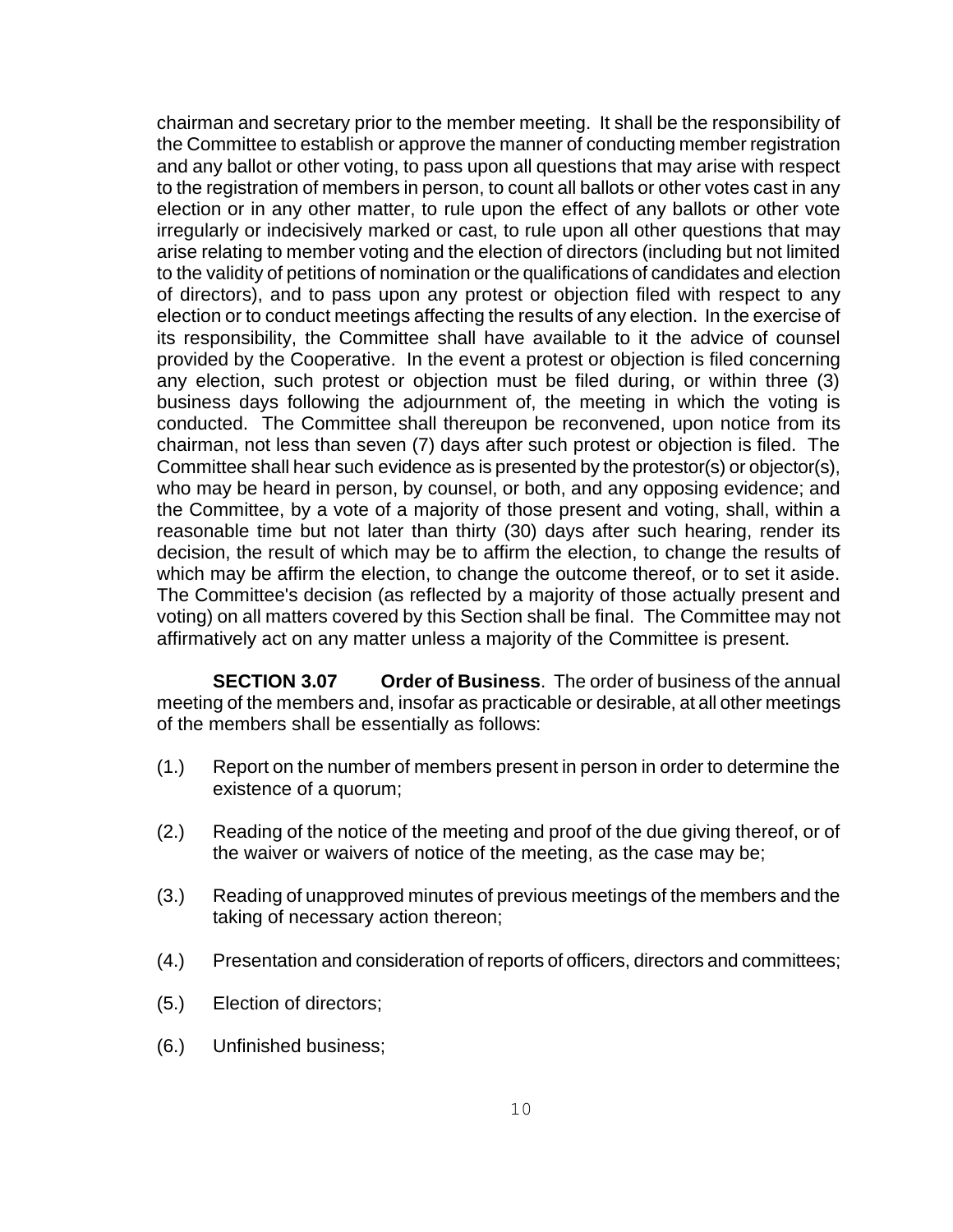chairman and secretary prior to the member meeting. It shall be the responsibility of the Committee to establish or approve the manner of conducting member registration and any ballot or other voting, to pass upon all questions that may arise with respect to the registration of members in person, to count all ballots or other votes cast in any election or in any other matter, to rule upon the effect of any ballots or other vote irregularly or indecisively marked or cast, to rule upon all other questions that may arise relating to member voting and the election of directors (including but not limited to the validity of petitions of nomination or the qualifications of candidates and election of directors), and to pass upon any protest or objection filed with respect to any election or to conduct meetings affecting the results of any election. In the exercise of its responsibility, the Committee shall have available to it the advice of counsel provided by the Cooperative. In the event a protest or objection is filed concerning any election, such protest or objection must be filed during, or within three (3) business days following the adjournment of, the meeting in which the voting is conducted. The Committee shall thereupon be reconvened, upon notice from its chairman, not less than seven (7) days after such protest or objection is filed. The Committee shall hear such evidence as is presented by the protestor(s) or objector(s), who may be heard in person, by counsel, or both, and any opposing evidence; and the Committee, by a vote of a majority of those present and voting, shall, within a reasonable time but not later than thirty (30) days after such hearing, render its decision, the result of which may be to affirm the election, to change the results of which may be affirm the election, to change the outcome thereof, or to set it aside. The Committee's decision (as reflected by a majority of those actually present and voting) on all matters covered by this Section shall be final. The Committee may not affirmatively act on any matter unless a majority of the Committee is present.

**SECTION 3.07 Order of Business**. The order of business of the annual meeting of the members and, insofar as practicable or desirable, at all other meetings of the members shall be essentially as follows:

(1.) Report on the number of members present in person in order to determine the existence of a quorum;

(2.) Reading of the notice of the meeting and proof of the due giving thereof, or of the waiver or waivers of notice of the meeting, as the case may be;

(3.) Reading of unapproved minutes of previous meetings of the members and the taking of necessary action thereon;

(4.) Presentation and consideration of reports of officers, directors and committees;

(5.) Election of directors;

(6.) Unfinished business;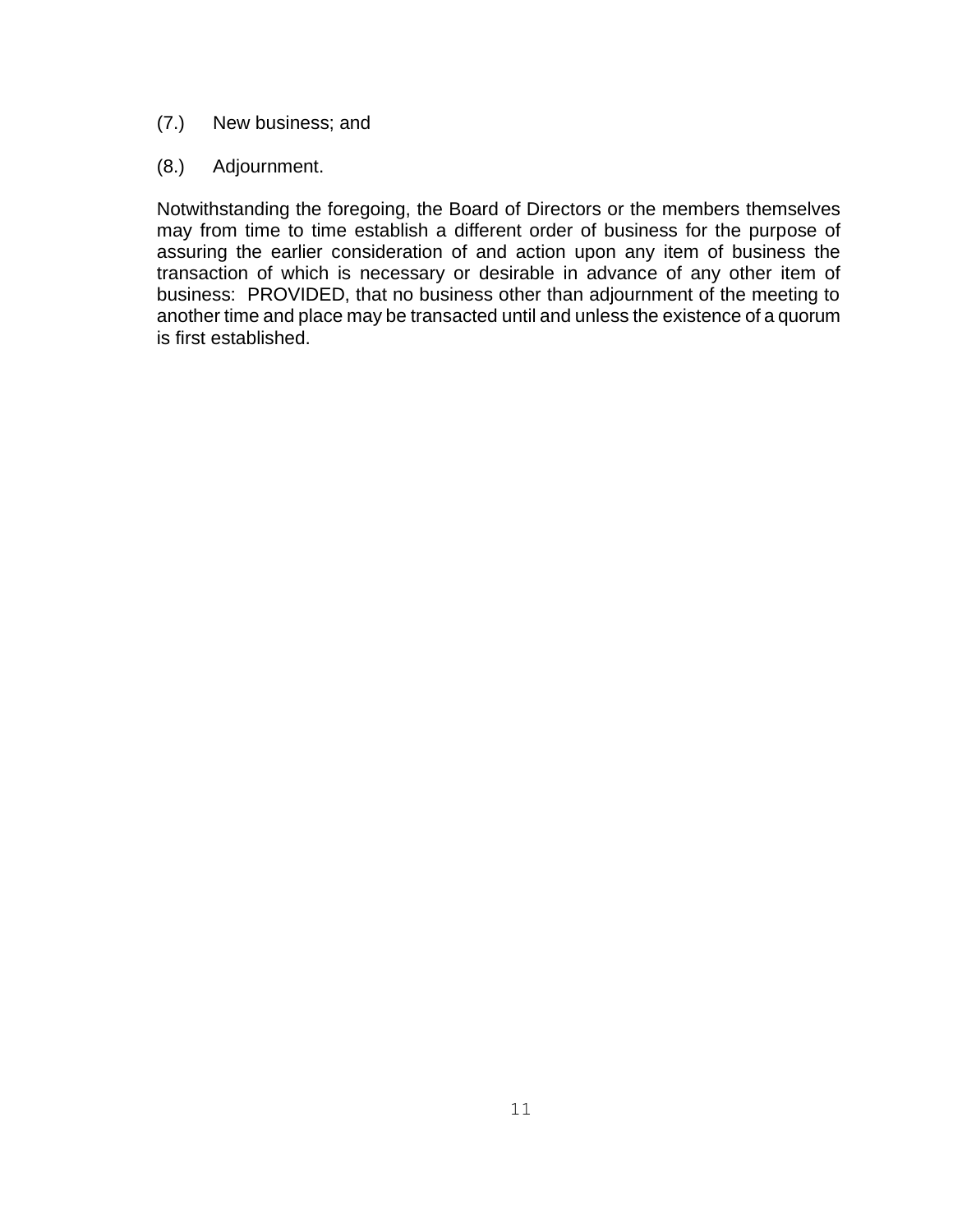(7.) New business; and

(8.) Adjournment.

Notwithstanding the foregoing, the Board of Directors or the members themselves may from time to time establish a different order of business for the purpose of assuring the earlier consideration of and action upon any item of business the transaction of which is necessary or desirable in advance of any other item of business: PROVIDED, that no business other than adjournment of the meeting to another time and place may be transacted until and unless the existence of a quorum is first established.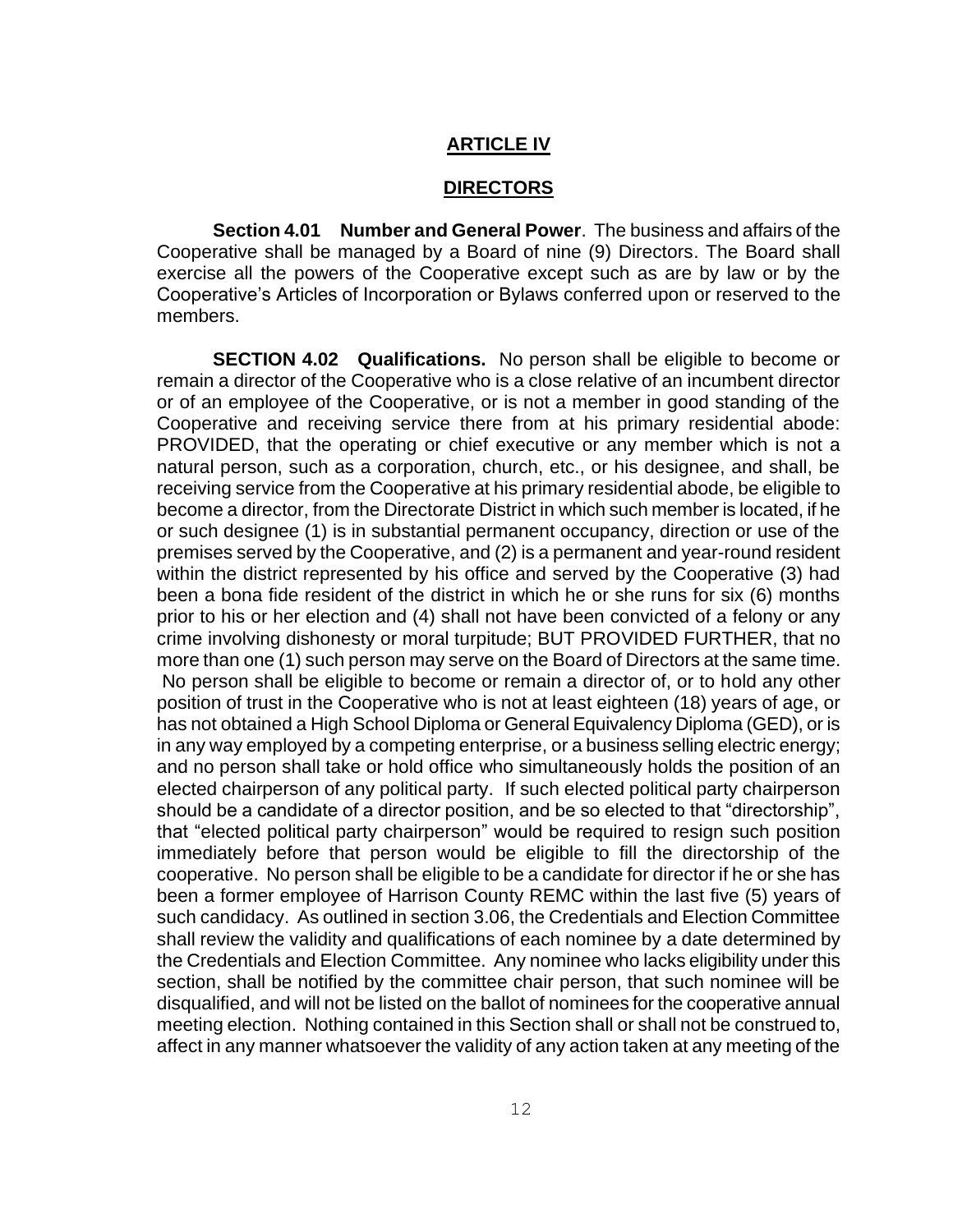## ARTICLE IV

## DIRECTORS

**Section 4.01 Number and General Power**. The business and affairs of the Cooperative shall be managed by a Board of nine (9) Directors. The Board shall exercise all the powers of the Cooperative except such as are by law or by the Cooperative's Articles of Incorporation or Bylaws conferred upon or reserved to the members.

**SECTION 4.02 Qualifications.** No person shall be eligible to become or remain a director of the Cooperative who is a close relative of an incumbent director or of an employee of the Cooperative, or is not a member in good standing of the Cooperative and receiving service there from at his primary residential abode: PROVIDED, that the operating or chief executive or any member which is not a natural person, such as a corporation, church, etc., or his designee, and shall, be receiving service from the Cooperative at his primary residential abode, be eligible to become a director, from the Directorate District in which such member is located, if he or such designee (1) is in substantial permanent occupancy, direction or use of the premises served by the Cooperative, and (2) is a permanent and year-round resident within the district represented by his office and served by the Cooperative (3) had been a bona fide resident of the district in which he or she runs for six (6) months prior to his or her election and (4) shall not have been convicted of a felony or any crime involving dishonesty or moral turpitude; BUT PROVIDED FURTHER, that no more than one (1) such person may serve on the Board of Directors at the same time. No person shall be eligible to become or remain a director of, or to hold any other position of trust in the Cooperative who is not at least eighteen (18) years of age, or has not obtained a High School Diploma or General Equivalency Diploma (GED), or is in any way employed by a competing enterprise, or a business selling electric energy; and no person shall take or hold office who simultaneously holds the position of an elected chairperson of any political party. If such elected political party chairperson should be a candidate of a director position, and be so elected to that "directorship", that "elected political party chairperson" would be required to resign such position immediately before that person would be eligible to fill the directorship of the cooperative. No person shall be eligible to be a candidate for director if he or she has been a former employee of Harrison County REMC within the last five (5) years of such candidacy. As outlined in section 3.06, the Credentials and Election Committee shall review the validity and qualifications of each nominee by a date determined by the Credentials and Election Committee. Any nominee who lacks eligibility under this section, shall be notified by the committee chair person, that such nominee will be disqualified, and will not be listed on the ballot of nominees for the cooperative annual meeting election. Nothing contained in this Section shall or shall not be construed to, affect in any manner whatsoever the validity of any action taken at any meeting of the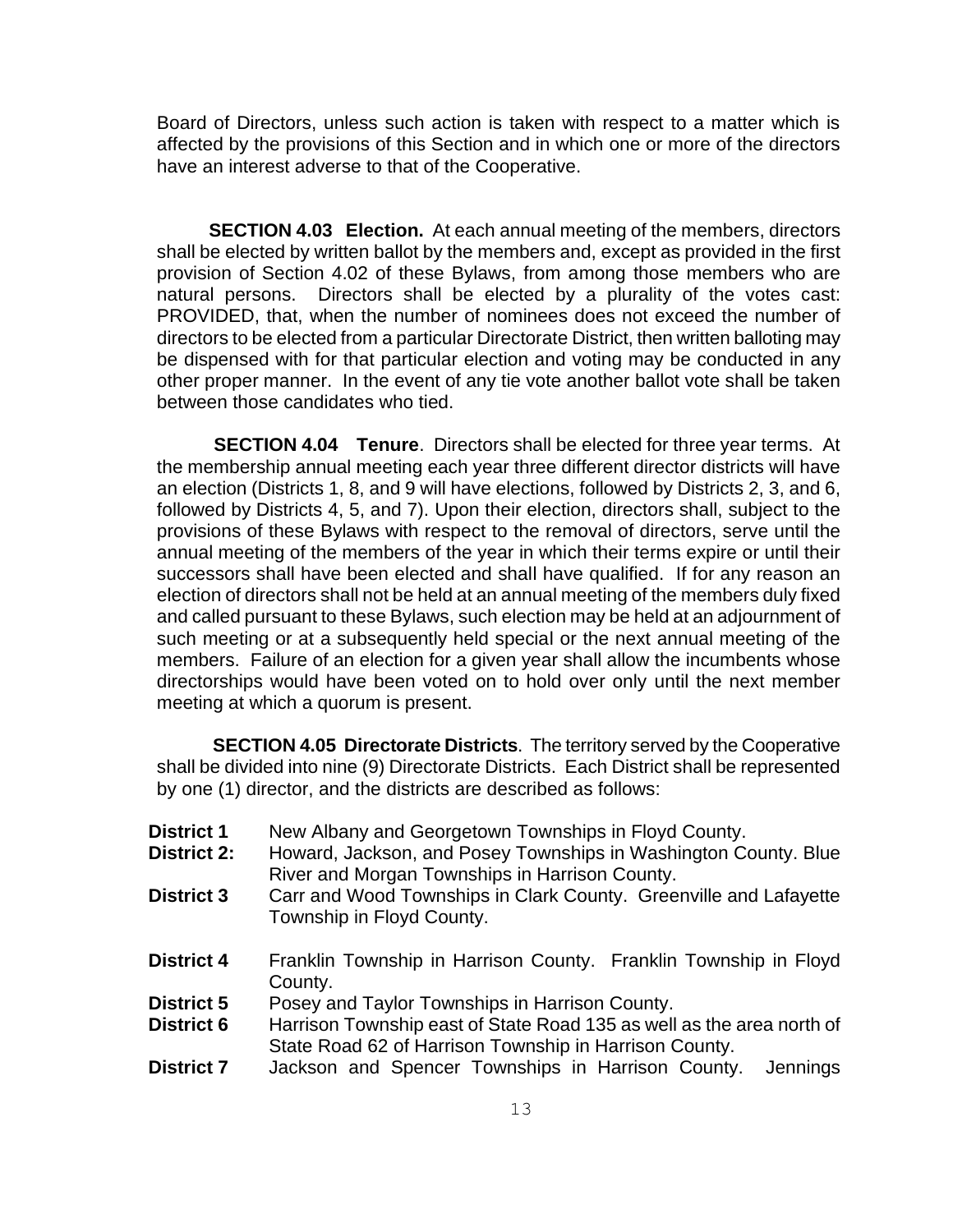Board of Directors, unless such action is taken with respect to a matter which is affected by the provisions of this Section and in which one or more of the directors have an interest adverse to that of the Cooperative.

**SECTION 4.03 Election.** At each annual meeting of the members, directors shall be elected by written ballot by the members and, except as provided in the first provision of Section 4.02 of these Bylaws, from among those members who are natural persons. Directors shall be elected by a plurality of the votes cast: PROVIDED, that, when the number of nominees does not exceed the number of directors to be elected from a particular Directorate District, then written balloting may be dispensed with for that particular election and voting may be conducted in any other proper manner. In the event of any tie vote another ballot vote shall be taken between those candidates who tied.

**SECTION 4.04 Tenure**. Directors shall be elected for three year terms. At the membership annual meeting each year three different director districts will have an election (Districts 1, 8, and 9 will have elections, followed by Districts 2, 3, and 6, followed by Districts 4, 5, and 7). Upon their election, directors shall, subject to the provisions of these Bylaws with respect to the removal of directors, serve until the annual meeting of the members of the year in which their terms expire or until their successors shall have been elected and shall have qualified. If for any reason an election of directors shall not be held at an annual meeting of the members duly fixed and called pursuant to these Bylaws, such election may be held at an adjournment of such meeting or at a subsequently held special or the next annual meeting of the members. Failure of an election for a given year shall allow the incumbents whose directorships would have been voted on to hold over only until the next member meeting at which a quorum is present.

**SECTION 4.05 Directorate Districts**. The territory served by the Cooperative shall be divided into nine (9) Directorate Districts. Each District shall be represented by one (1) director, and the districts are described as follows:

**District 1** New Albany and Georgetown Townships in Floyd County.

**District 2:** Howard, Jackson, and Posey Townships in Washington County. Blue River and Morgan Townships in Harrison County.

**District 3** Carr and Wood Townships in Clark County. Greenville and Lafayette Township in Floyd County.

**District 4** Franklin Township in Harrison County. Franklin Township in Floyd County.

**District 5** Posey and Taylor Townships in Harrison County.

**District 6** Harrison Township east of State Road 135 as well as the area north of State Road 62 of Harrison Township in Harrison County.

**District 7** Jackson and Spencer Townships in Harrison County. Jennings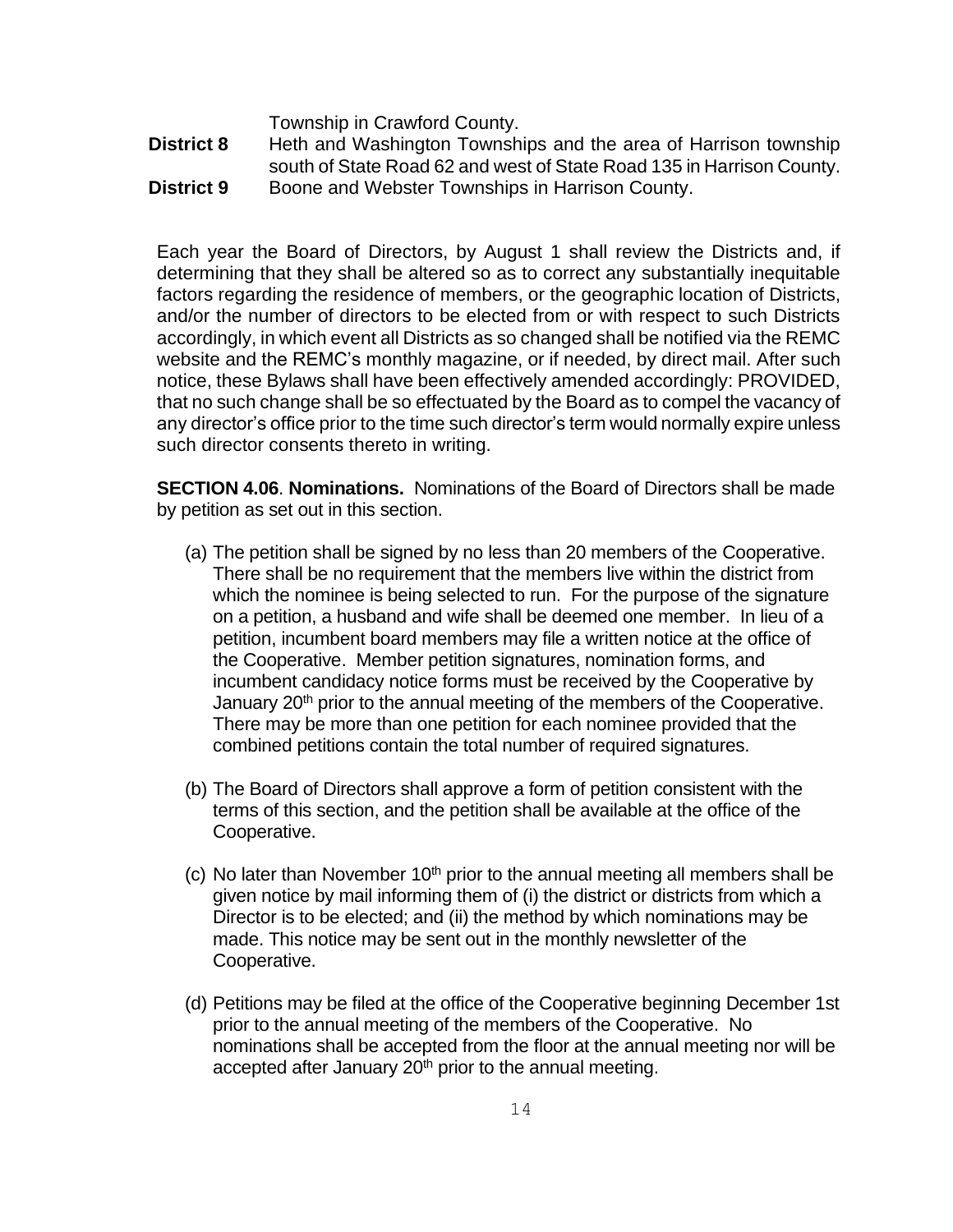Township in Crawford County.

**District 8** Heth and Washington Townships and the area of Harrison township south of State Road 62 and west of State Road 135 in Harrison County.

**District 9** Boone and Webster Townships in Harrison County.

Each year the Board of Directors, by August 1 shall review the Districts and, if determining that they shall be altered so as to correct any substantially inequitable factors regarding the residence of members, or the geographic location of Districts, and/or the number of directors to be elected from or with respect to such Districts accordingly, in which event all Districts as so changed shall be notified via the REMC website and the REMC's monthly magazine, or if needed, by direct mail. After such notice, these Bylaws shall have been effectively amended accordingly: PROVIDED, that no such change shall be so effectuated by the Board as to compel the vacancy of any director's office prior to the time such director's term would normally expire unless such director consents thereto in writing.

**SECTION 4.06**. **Nominations.** Nominations of the Board of Directors shall be made by petition as set out in this section.

(a) The petition shall be signed by no less than 20 members of the Cooperative. There shall be no requirement that the members live within the district from which the nominee is being selected to run. For the purpose of the signature on a petition, a husband and wife shall be deemed one member. In lieu of a petition, incumbent board members may file a written notice at the office of the Cooperative. Member petition signatures, nomination forms, and incumbent candidacy notice forms must be received by the Cooperative by January 20th prior to the annual meeting of the members of the Cooperative. There may be more than one petition for each nominee provided that the combined petitions contain the total number of required signatures.

(b) The Board of Directors shall approve a form of petition consistent with the terms of this section, and the petition shall be available at the office of the Cooperative.

(c) No later than November 10th prior to the annual meeting all members shall be given notice by mail informing them of (i) the district or districts from which a Director is to be elected; and (ii) the method by which nominations may be made. This notice may be sent out in the monthly newsletter of the Cooperative.

(d) Petitions may be filed at the office of the Cooperative beginning December 1st prior to the annual meeting of the members of the Cooperative. No nominations shall be accepted from the floor at the annual meeting nor will be accepted after January 20th prior to the annual meeting.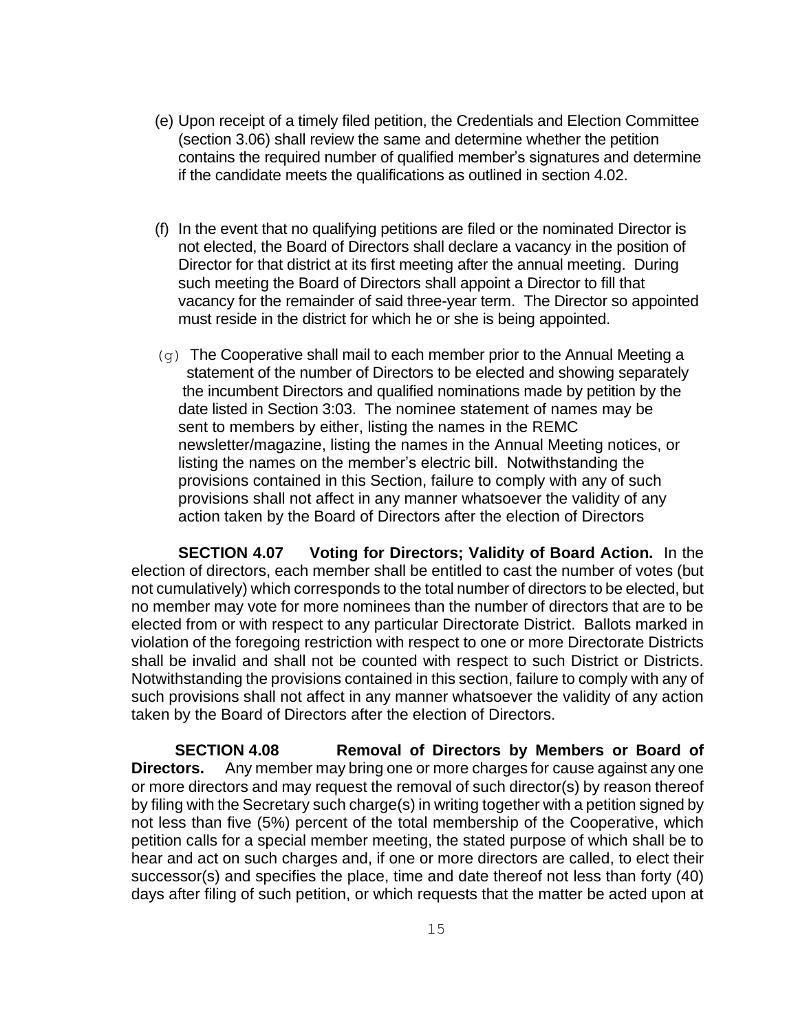(e) Upon receipt of a timely filed petition, the Credentials and Election Committee (section 3.06) shall review the same and determine whether the petition contains the required number of qualified member's signatures and determine if the candidate meets the qualifications as outlined in section 4.02.

(f) In the event that no qualifying petitions are filed or the nominated Director is not elected, the Board of Directors shall declare a vacancy in the position of Director for that district at its first meeting after the annual meeting. During such meeting the Board of Directors shall appoint a Director to fill that vacancy for the remainder of said three-year term. The Director so appointed must reside in the district for which he or she is being appointed.

(g) The Cooperative shall mail to each member prior to the Annual Meeting a statement of the number of Directors to be elected and showing separately the incumbent Directors and qualified nominations made by petition by the date listed in Section 3:03. The nominee statement of names may be sent to members by either, listing the names in the REMC newsletter/magazine, listing the names in the Annual Meeting notices, or listing the names on the member's electric bill. Notwithstanding the provisions contained in this Section, failure to comply with any of such provisions shall not affect in any manner whatsoever the validity of any action taken by the Board of Directors after the election of Directors

**SECTION 4.07 Voting for Directors; Validity of Board Action.** In the election of directors, each member shall be entitled to cast the number of votes (but not cumulatively) which corresponds to the total number of directors to be elected, but no member may vote for more nominees than the number of directors that are to be elected from or with respect to any particular Directorate District. Ballots marked in violation of the foregoing restriction with respect to one or more Directorate Districts shall be invalid and shall not be counted with respect to such District or Districts. Notwithstanding the provisions contained in this section, failure to comply with any of such provisions shall not affect in any manner whatsoever the validity of any action taken by the Board of Directors after the election of Directors.

**SECTION 4.08 Removal of Directors by Members or Board of Directors.** Any member may bring one or more charges for cause against any one or more directors and may request the removal of such director(s) by reason thereof by filing with the Secretary such charge(s) in writing together with a petition signed by not less than five (5%) percent of the total membership of the Cooperative, which petition calls for a special member meeting, the stated purpose of which shall be to hear and act on such charges and, if one or more directors are called, to elect their successor(s) and specifies the place, time and date thereof not less than forty (40) days after filing of such petition, or which requests that the matter be acted upon at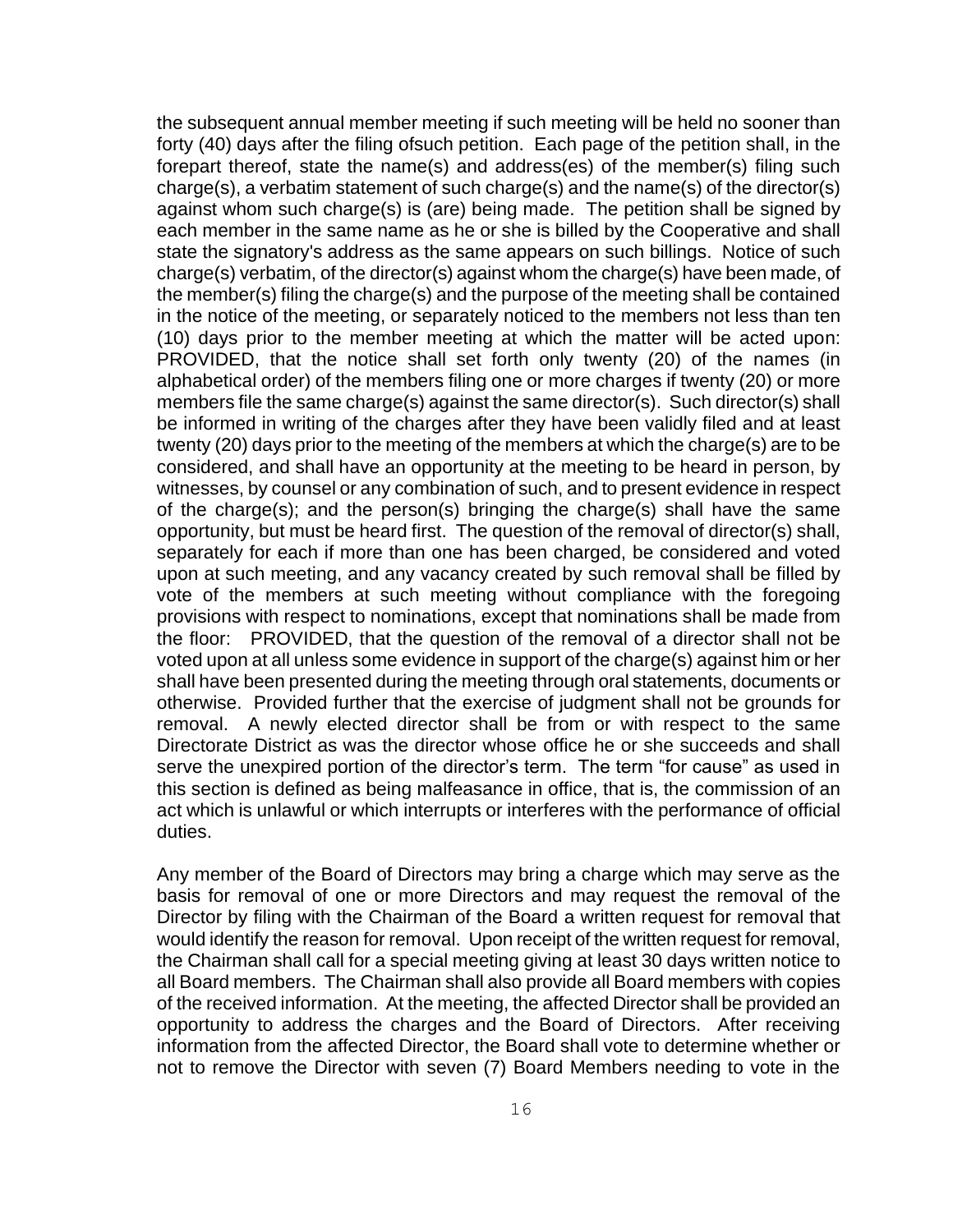the subsequent annual member meeting if such meeting will be held no sooner than forty (40) days after the filing ofsuch petition. Each page of the petition shall, in the forepart thereof, state the name(s) and address(es) of the member(s) filing such charge(s), a verbatim statement of such charge(s) and the name(s) of the director(s) against whom such charge(s) is (are) being made. The petition shall be signed by each member in the same name as he or she is billed by the Cooperative and shall state the signatory's address as the same appears on such billings. Notice of such charge(s) verbatim, of the director(s) against whom the charge(s) have been made, of the member(s) filing the charge(s) and the purpose of the meeting shall be contained in the notice of the meeting, or separately noticed to the members not less than ten (10) days prior to the member meeting at which the matter will be acted upon: PROVIDED, that the notice shall set forth only twenty (20) of the names (in alphabetical order) of the members filing one or more charges if twenty (20) or more members file the same charge(s) against the same director(s). Such director(s) shall be informed in writing of the charges after they have been validly filed and at least twenty (20) days prior to the meeting of the members at which the charge(s) are to be considered, and shall have an opportunity at the meeting to be heard in person, by witnesses, by counsel or any combination of such, and to present evidence in respect of the charge(s); and the person(s) bringing the charge(s) shall have the same opportunity, but must be heard first. The question of the removal of director(s) shall, separately for each if more than one has been charged, be considered and voted upon at such meeting, and any vacancy created by such removal shall be filled by vote of the members at such meeting without compliance with the foregoing provisions with respect to nominations, except that nominations shall be made from the floor: PROVIDED, that the question of the removal of a director shall not be voted upon at all unless some evidence in support of the charge(s) against him or her shall have been presented during the meeting through oral statements, documents or otherwise. Provided further that the exercise of judgment shall not be grounds for removal. A newly elected director shall be from or with respect to the same Directorate District as was the director whose office he or she succeeds and shall serve the unexpired portion of the director's term. The term "for cause" as used in this section is defined as being malfeasance in office, that is, the commission of an act which is unlawful or which interrupts or interferes with the performance of official duties.

Any member of the Board of Directors may bring a charge which may serve as the basis for removal of one or more Directors and may request the removal of the Director by filing with the Chairman of the Board a written request for removal that would identify the reason for removal. Upon receipt of the written request for removal, the Chairman shall call for a special meeting giving at least 30 days written notice to all Board members. The Chairman shall also provide all Board members with copies of the received information. At the meeting, the affected Director shall be provided an opportunity to address the charges and the Board of Directors. After receiving information from the affected Director, the Board shall vote to determine whether or not to remove the Director with seven (7) Board Members needing to vote in the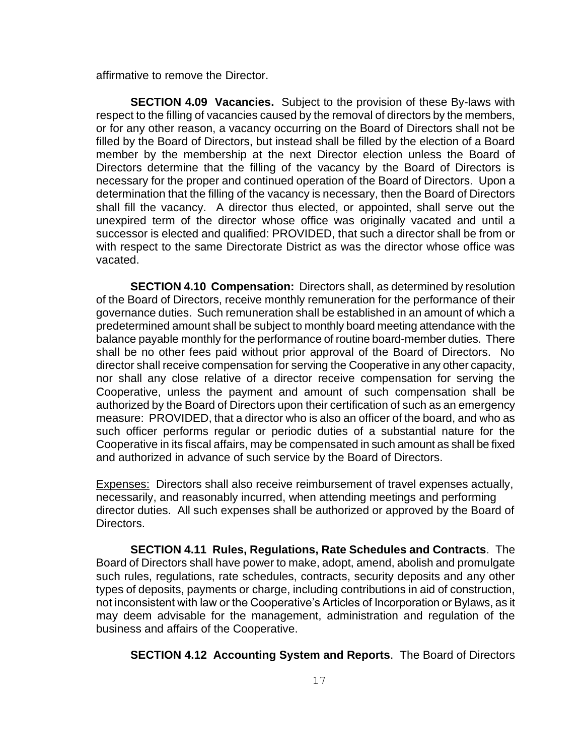affirmative to remove the Director.

**SECTION 4.09 Vacancies.** Subject to the provision of these By-laws with respect to the filling of vacancies caused by the removal of directors by the members, or for any other reason, a vacancy occurring on the Board of Directors shall not be filled by the Board of Directors, but instead shall be filled by the election of a Board member by the membership at the next Director election unless the Board of Directors determine that the filling of the vacancy by the Board of Directors is necessary for the proper and continued operation of the Board of Directors. Upon a determination that the filling of the vacancy is necessary, then the Board of Directors shall fill the vacancy. A director thus elected, or appointed, shall serve out the unexpired term of the director whose office was originally vacated and until a successor is elected and qualified: PROVIDED, that such a director shall be from or with respect to the same Directorate District as was the director whose office was vacated.

**SECTION 4.10 Compensation:** Directors shall, as determined by resolution of the Board of Directors, receive monthly remuneration for the performance of their governance duties. Such remuneration shall be established in an amount of which a predetermined amount shall be subject to monthly board meeting attendance with the balance payable monthly for the performance of routine board-member duties. There shall be no other fees paid without prior approval of the Board of Directors. No director shall receive compensation for serving the Cooperative in any other capacity, nor shall any close relative of a director receive compensation for serving the Cooperative, unless the payment and amount of such compensation shall be authorized by the Board of Directors upon their certification of such as an emergency measure: PROVIDED, that a director who is also an officer of the board, and who as such officer performs regular or periodic duties of a substantial nature for the Cooperative in its fiscal affairs, may be compensated in such amount as shall be fixed and authorized in advance of such service by the Board of Directors.

Expenses: Directors shall also receive reimbursement of travel expenses actually, necessarily, and reasonably incurred, when attending meetings and performing director duties. All such expenses shall be authorized or approved by the Board of Directors.

**SECTION 4.11 Rules, Regulations, Rate Schedules and Contracts**. The Board of Directors shall have power to make, adopt, amend, abolish and promulgate such rules, regulations, rate schedules, contracts, security deposits and any other types of deposits, payments or charge, including contributions in aid of construction, not inconsistent with law or the Cooperative's Articles of Incorporation or Bylaws, as it may deem advisable for the management, administration and regulation of the business and affairs of the Cooperative.

**SECTION 4.12 Accounting System and Reports**. The Board of Directors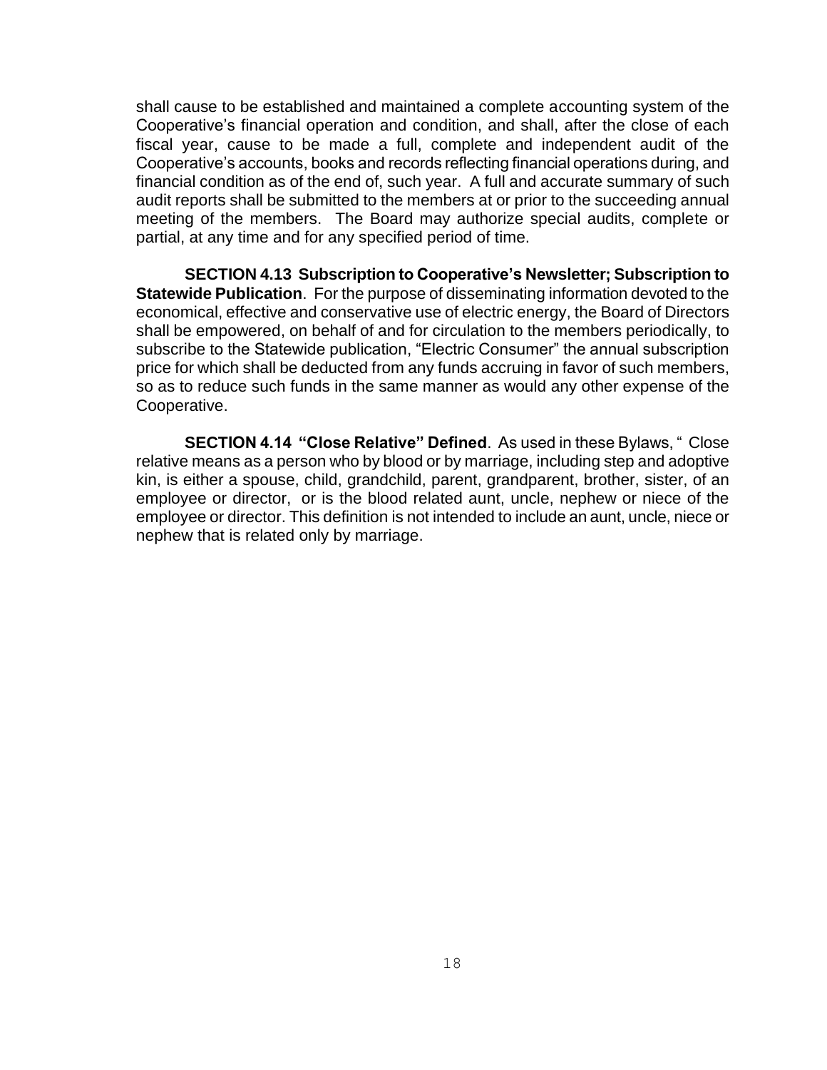shall cause to be established and maintained a complete accounting system of the Cooperative's financial operation and condition, and shall, after the close of each fiscal year, cause to be made a full, complete and independent audit of the Cooperative's accounts, books and records reflecting financial operations during, and financial condition as of the end of, such year. A full and accurate summary of such audit reports shall be submitted to the members at or prior to the succeeding annual meeting of the members. The Board may authorize special audits, complete or partial, at any time and for any specified period of time.

**SECTION 4.13 Subscription to Cooperative's Newsletter; Subscription to Statewide Publication**. For the purpose of disseminating information devoted to the economical, effective and conservative use of electric energy, the Board of Directors shall be empowered, on behalf of and for circulation to the members periodically, to subscribe to the Statewide publication, "Electric Consumer" the annual subscription price for which shall be deducted from any funds accruing in favor of such members, so as to reduce such funds in the same manner as would any other expense of the Cooperative.

**SECTION 4.14 "Close Relative" Defined**. As used in these Bylaws, " Close relative means as a person who by blood or by marriage, including step and adoptive kin, is either a spouse, child, grandchild, parent, grandparent, brother, sister, of an employee or director, or is the blood related aunt, uncle, nephew or niece of the employee or director. This definition is not intended to include an aunt, uncle, niece or nephew that is related only by marriage.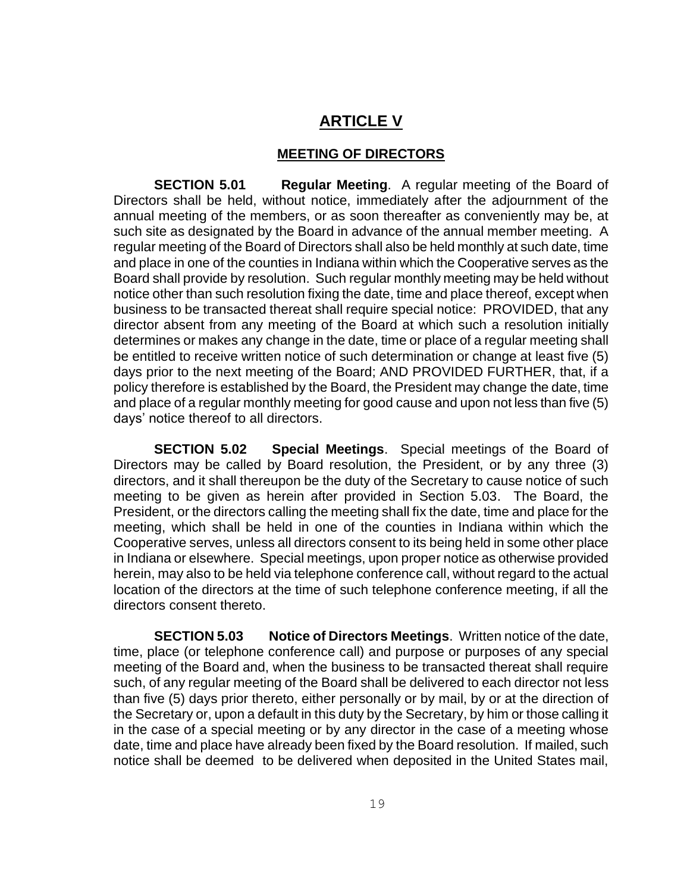# ARTICLE V

## MEETING OF DIRECTORS

**SECTION 5.01 Regular Meeting**. A regular meeting of the Board of Directors shall be held, without notice, immediately after the adjournment of the annual meeting of the members, or as soon thereafter as conveniently may be, at such site as designated by the Board in advance of the annual member meeting. A regular meeting of the Board of Directors shall also be held monthly at such date, time and place in one of the counties in Indiana within which the Cooperative serves as the Board shall provide by resolution. Such regular monthly meeting may be held without notice other than such resolution fixing the date, time and place thereof, except when business to be transacted thereat shall require special notice: PROVIDED, that any director absent from any meeting of the Board at which such a resolution initially determines or makes any change in the date, time or place of a regular meeting shall be entitled to receive written notice of such determination or change at least five (5) days prior to the next meeting of the Board; AND PROVIDED FURTHER, that, if a policy therefore is established by the Board, the President may change the date, time and place of a regular monthly meeting for good cause and upon not less than five (5) days' notice thereof to all directors.

**SECTION 5.02 Special Meetings**. Special meetings of the Board of Directors may be called by Board resolution, the President, or by any three (3) directors, and it shall thereupon be the duty of the Secretary to cause notice of such meeting to be given as herein after provided in Section 5.03. The Board, the President, or the directors calling the meeting shall fix the date, time and place for the meeting, which shall be held in one of the counties in Indiana within which the Cooperative serves, unless all directors consent to its being held in some other place in Indiana or elsewhere. Special meetings, upon proper notice as otherwise provided herein, may also to be held via telephone conference call, without regard to the actual location of the directors at the time of such telephone conference meeting, if all the directors consent thereto.

**SECTION 5.03 Notice of Directors Meetings**. Written notice of the date, time, place (or telephone conference call) and purpose or purposes of any special meeting of the Board and, when the business to be transacted thereat shall require such, of any regular meeting of the Board shall be delivered to each director not less than five (5) days prior thereto, either personally or by mail, by or at the direction of the Secretary or, upon a default in this duty by the Secretary, by him or those calling it in the case of a special meeting or by any director in the case of a meeting whose date, time and place have already been fixed by the Board resolution. If mailed, such notice shall be deemed to be delivered when deposited in the United States mail,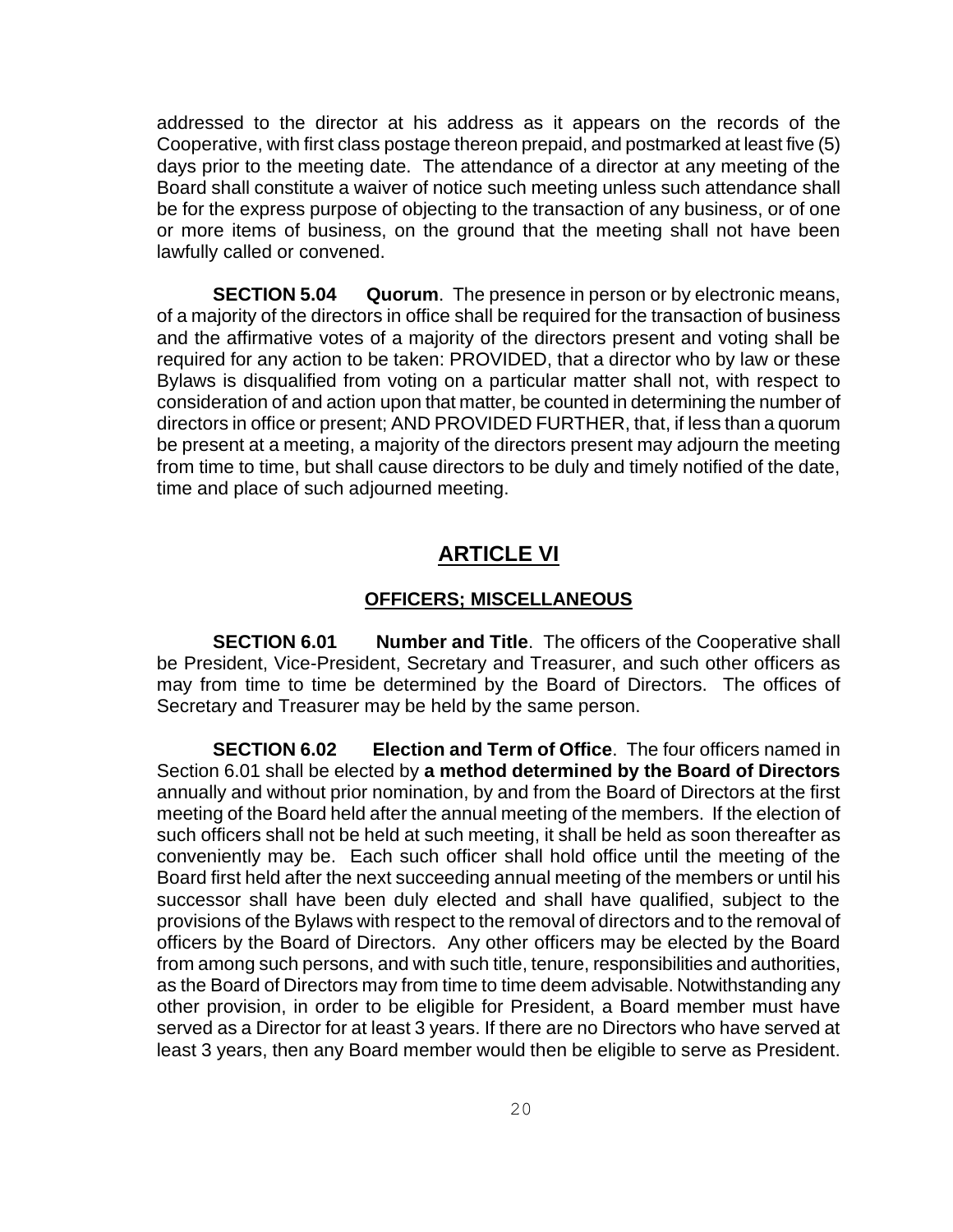addressed to the director at his address as it appears on the records of the Cooperative, with first class postage thereon prepaid, and postmarked at least five (5) days prior to the meeting date. The attendance of a director at any meeting of the Board shall constitute a waiver of notice such meeting unless such attendance shall be for the express purpose of objecting to the transaction of any business, or of one or more items of business, on the ground that the meeting shall not have been lawfully called or convened.

**SECTION 5.04 Quorum**. The presence in person or by electronic means, of a majority of the directors in office shall be required for the transaction of business and the affirmative votes of a majority of the directors present and voting shall be required for any action to be taken: PROVIDED, that a director who by law or these Bylaws is disqualified from voting on a particular matter shall not, with respect to consideration of and action upon that matter, be counted in determining the number of directors in office or present; AND PROVIDED FURTHER, that, if less than a quorum be present at a meeting, a majority of the directors present may adjourn the meeting from time to time, but shall cause directors to be duly and timely notified of the date, time and place of such adjourned meeting.

# ARTICLE VI

## OFFICERS; MISCELLANEOUS

**SECTION 6.01 Number and Title**. The officers of the Cooperative shall be President, Vice-President, Secretary and Treasurer, and such other officers as may from time to time be determined by the Board of Directors. The offices of Secretary and Treasurer may be held by the same person.

**SECTION 6.02 Election and Term of Office**. The four officers named in Section 6.01 shall be elected by **a method determined by the Board of Directors** annually and without prior nomination, by and from the Board of Directors at the first meeting of the Board held after the annual meeting of the members. If the election of such officers shall not be held at such meeting, it shall be held as soon thereafter as conveniently may be. Each such officer shall hold office until the meeting of the Board first held after the next succeeding annual meeting of the members or until his successor shall have been duly elected and shall have qualified, subject to the provisions of the Bylaws with respect to the removal of directors and to the removal of officers by the Board of Directors. Any other officers may be elected by the Board from among such persons, and with such title, tenure, responsibilities and authorities, as the Board of Directors may from time to time deem advisable. Notwithstanding any other provision, in order to be eligible for President, a Board member must have served as a Director for at least 3 years. If there are no Directors who have served at least 3 years, then any Board member would then be eligible to serve as President.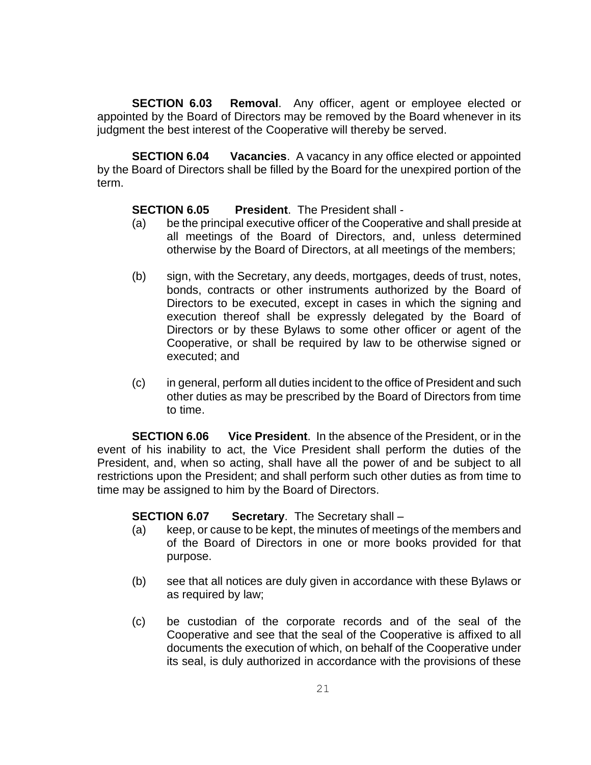**SECTION 6.03 Removal**. Any officer, agent or employee elected or appointed by the Board of Directors may be removed by the Board whenever in its judgment the best interest of the Cooperative will thereby be served.

**SECTION 6.04 Vacancies**. A vacancy in any office elected or appointed by the Board of Directors shall be filled by the Board for the unexpired portion of the term.

**SECTION 6.05 President**. The President shall -

(a) be the principal executive officer of the Cooperative and shall preside at all meetings of the Board of Directors, and, unless determined otherwise by the Board of Directors, at all meetings of the members;

(b) sign, with the Secretary, any deeds, mortgages, deeds of trust, notes, bonds, contracts or other instruments authorized by the Board of Directors to be executed, except in cases in which the signing and execution thereof shall be expressly delegated by the Board of Directors or by these Bylaws to some other officer or agent of the Cooperative, or shall be required by law to be otherwise signed or executed; and

(c) in general, perform all duties incident to the office of President and such other duties as may be prescribed by the Board of Directors from time to time.

**SECTION 6.06 Vice President**. In the absence of the President, or in the event of his inability to act, the Vice President shall perform the duties of the President, and, when so acting, shall have all the power of and be subject to all restrictions upon the President; and shall perform such other duties as from time to time may be assigned to him by the Board of Directors.

**SECTION 6.07 Secretary**. The Secretary shall –

(a) keep, or cause to be kept, the minutes of meetings of the members and of the Board of Directors in one or more books provided for that purpose.

(b) see that all notices are duly given in accordance with these Bylaws or as required by law;

(c) be custodian of the corporate records and of the seal of the Cooperative and see that the seal of the Cooperative is affixed to all documents the execution of which, on behalf of the Cooperative under its seal, is duly authorized in accordance with the provisions of these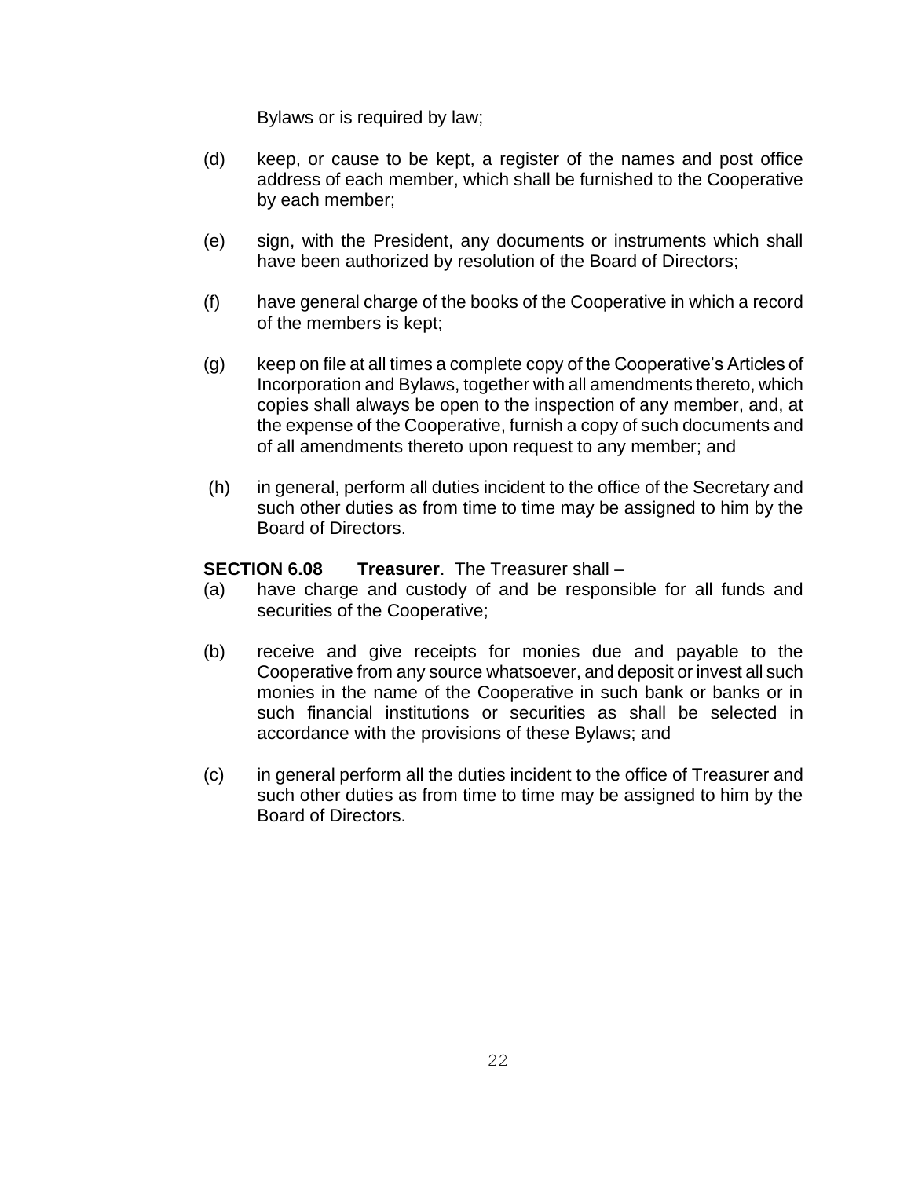Bylaws or is required by law;

(d) keep, or cause to be kept, a register of the names and post office address of each member, which shall be furnished to the Cooperative by each member;

(e) sign, with the President, any documents or instruments which shall have been authorized by resolution of the Board of Directors;

(f) have general charge of the books of the Cooperative in which a record of the members is kept;

(g) keep on file at all times a complete copy of the Cooperative's Articles of Incorporation and Bylaws, together with all amendments thereto, which copies shall always be open to the inspection of any member, and, at the expense of the Cooperative, furnish a copy of such documents and of all amendments thereto upon request to any member; and

(h) in general, perform all duties incident to the office of the Secretary and such other duties as from time to time may be assigned to him by the Board of Directors.

**SECTION 6.08 Treasurer**. The Treasurer shall –

(a) have charge and custody of and be responsible for all funds and securities of the Cooperative;

(b) receive and give receipts for monies due and payable to the Cooperative from any source whatsoever, and deposit or invest all such monies in the name of the Cooperative in such bank or banks or in such financial institutions or securities as shall be selected in accordance with the provisions of these Bylaws; and

(c) in general perform all the duties incident to the office of Treasurer and such other duties as from time to time may be assigned to him by the Board of Directors.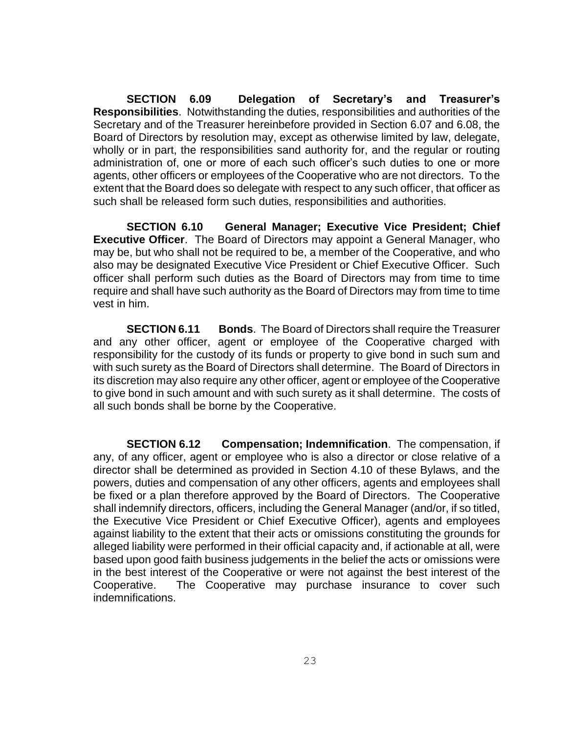**SECTION 6.09 Delegation of Secretary's and Treasurer's Responsibilities**. Notwithstanding the duties, responsibilities and authorities of the Secretary and of the Treasurer hereinbefore provided in Section 6.07 and 6.08, the Board of Directors by resolution may, except as otherwise limited by law, delegate, wholly or in part, the responsibilities sand authority for, and the regular or routing administration of, one or more of each such officer's such duties to one or more agents, other officers or employees of the Cooperative who are not directors. To the extent that the Board does so delegate with respect to any such officer, that officer as such shall be released form such duties, responsibilities and authorities.

**SECTION 6.10 General Manager; Executive Vice President; Chief Executive Officer**. The Board of Directors may appoint a General Manager, who may be, but who shall not be required to be, a member of the Cooperative, and who also may be designated Executive Vice President or Chief Executive Officer. Such officer shall perform such duties as the Board of Directors may from time to time require and shall have such authority as the Board of Directors may from time to time vest in him.

**SECTION 6.11 Bonds**. The Board of Directors shall require the Treasurer and any other officer, agent or employee of the Cooperative charged with responsibility for the custody of its funds or property to give bond in such sum and with such surety as the Board of Directors shall determine. The Board of Directors in its discretion may also require any other officer, agent or employee of the Cooperative to give bond in such amount and with such surety as it shall determine. The costs of all such bonds shall be borne by the Cooperative.

**SECTION 6.12 Compensation; Indemnification**. The compensation, if any, of any officer, agent or employee who is also a director or close relative of a director shall be determined as provided in Section 4.10 of these Bylaws, and the powers, duties and compensation of any other officers, agents and employees shall be fixed or a plan therefore approved by the Board of Directors. The Cooperative shall indemnify directors, officers, including the General Manager (and/or, if so titled, the Executive Vice President or Chief Executive Officer), agents and employees against liability to the extent that their acts or omissions constituting the grounds for alleged liability were performed in their official capacity and, if actionable at all, were based upon good faith business judgements in the belief the acts or omissions were in the best interest of the Cooperative or were not against the best interest of the Cooperative. The Cooperative may purchase insurance to cover such indemnifications.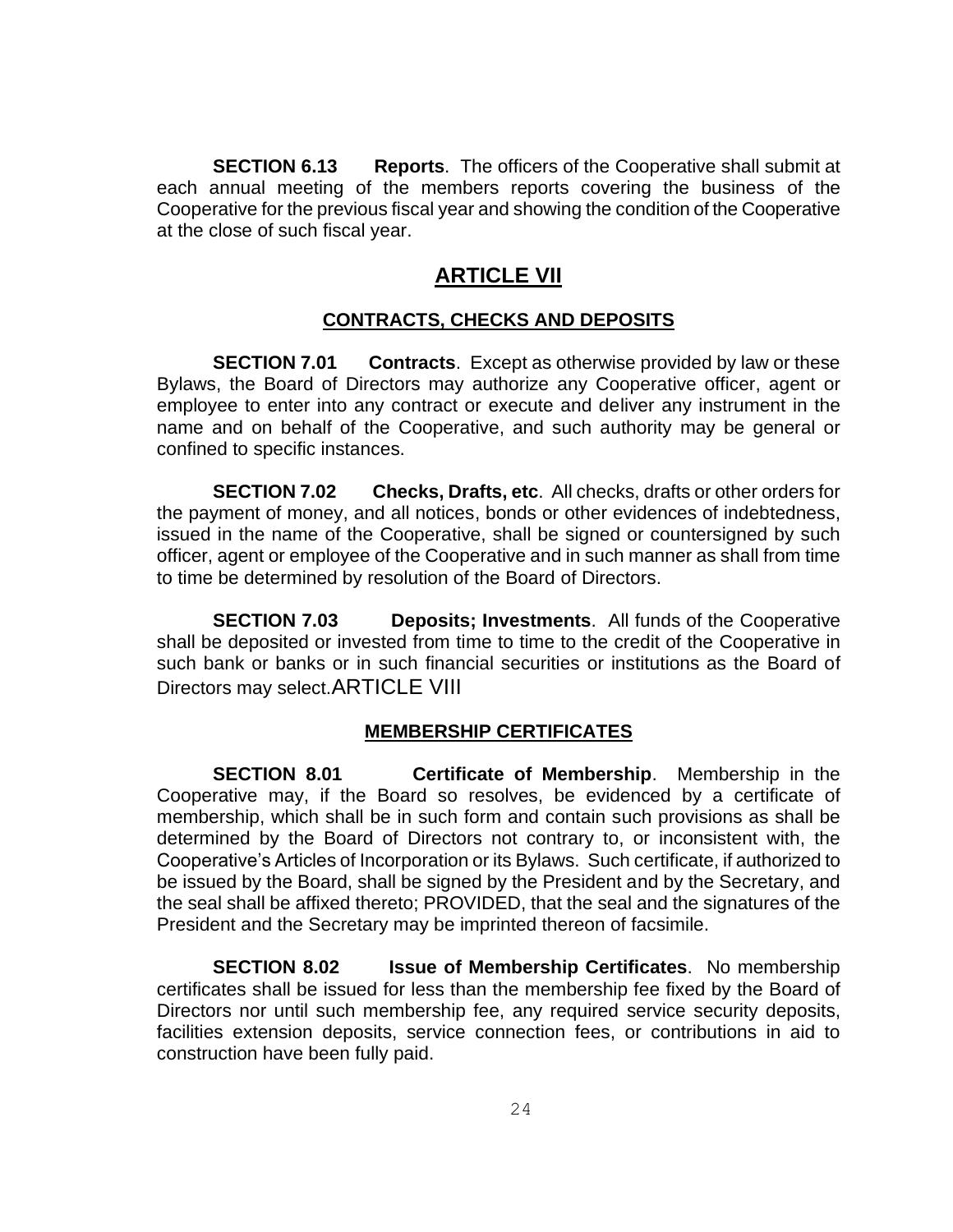**SECTION 6.13 Reports**. The officers of the Cooperative shall submit at each annual meeting of the members reports covering the business of the Cooperative for the previous fiscal year and showing the condition of the Cooperative at the close of such fiscal year.

## ARTICLE VII

### CONTRACTS, CHECKS AND DEPOSITS

**SECTION 7.01 Contracts**. Except as otherwise provided by law or these Bylaws, the Board of Directors may authorize any Cooperative officer, agent or employee to enter into any contract or execute and deliver any instrument in the name and on behalf of the Cooperative, and such authority may be general or confined to specific instances.

**SECTION 7.02 Checks, Drafts, etc**. All checks, drafts or other orders for the payment of money, and all notices, bonds or other evidences of indebtedness, issued in the name of the Cooperative, shall be signed or countersigned by such officer, agent or employee of the Cooperative and in such manner as shall from time to time be determined by resolution of the Board of Directors.

**SECTION 7.03 Deposits; Investments**. All funds of the Cooperative shall be deposited or invested from time to time to the credit of the Cooperative in such bank or banks or in such financial securities or institutions as the Board of Directors may select.

## ARTICLE VIII

### MEMBERSHIP CERTIFICATES

**SECTION 8.01 Certificate of Membership**. Membership in the Cooperative may, if the Board so resolves, be evidenced by a certificate of membership, which shall be in such form and contain such provisions as shall be determined by the Board of Directors not contrary to, or inconsistent with, the Cooperative's Articles of Incorporation or its Bylaws. Such certificate, if authorized to be issued by the Board, shall be signed by the President and by the Secretary, and the seal shall be affixed thereto; PROVIDED, that the seal and the signatures of the President and the Secretary may be imprinted thereon of facsimile.

**SECTION 8.02 Issue of Membership Certificates**. No membership certificates shall be issued for less than the membership fee fixed by the Board of Directors nor until such membership fee, any required service security deposits, facilities extension deposits, service connection fees, or contributions in aid to construction have been fully paid.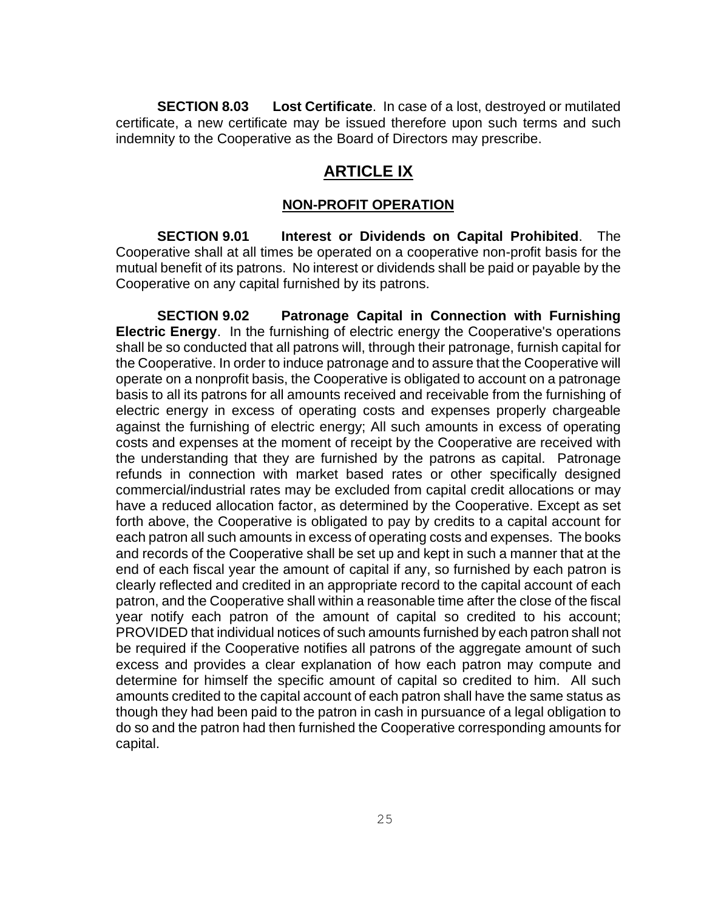**SECTION 8.03 Lost Certificate**. In case of a lost, destroyed or mutilated certificate, a new certificate may be issued therefore upon such terms and such indemnity to the Cooperative as the Board of Directors may prescribe.

# ARTICLE IX

## NON-PROFIT OPERATION

**SECTION 9.01 Interest or Dividends on Capital Prohibited**. The Cooperative shall at all times be operated on a cooperative non-profit basis for the mutual benefit of its patrons. No interest or dividends shall be paid or payable by the Cooperative on any capital furnished by its patrons.

**SECTION 9.02 Patronage Capital in Connection with Furnishing Electric Energy**. In the furnishing of electric energy the Cooperative's operations shall be so conducted that all patrons will, through their patronage, furnish capital for the Cooperative. In order to induce patronage and to assure that the Cooperative will operate on a nonprofit basis, the Cooperative is obligated to account on a patronage basis to all its patrons for all amounts received and receivable from the furnishing of electric energy in excess of operating costs and expenses properly chargeable against the furnishing of electric energy; All such amounts in excess of operating costs and expenses at the moment of receipt by the Cooperative are received with the understanding that they are furnished by the patrons as capital. Patronage refunds in connection with market based rates or other specifically designed commercial/industrial rates may be excluded from capital credit allocations or may have a reduced allocation factor, as determined by the Cooperative. Except as set forth above, the Cooperative is obligated to pay by credits to a capital account for each patron all such amounts in excess of operating costs and expenses. The books and records of the Cooperative shall be set up and kept in such a manner that at the end of each fiscal year the amount of capital if any, so furnished by each patron is clearly reflected and credited in an appropriate record to the capital account of each patron, and the Cooperative shall within a reasonable time after the close of the fiscal year notify each patron of the amount of capital so credited to his account; PROVIDED that individual notices of such amounts furnished by each patron shall not be required if the Cooperative notifies all patrons of the aggregate amount of such excess and provides a clear explanation of how each patron may compute and determine for himself the specific amount of capital so credited to him. All such amounts credited to the capital account of each patron shall have the same status as though they had been paid to the patron in cash in pursuance of a legal obligation to do so and the patron had then furnished the Cooperative corresponding amounts for capital.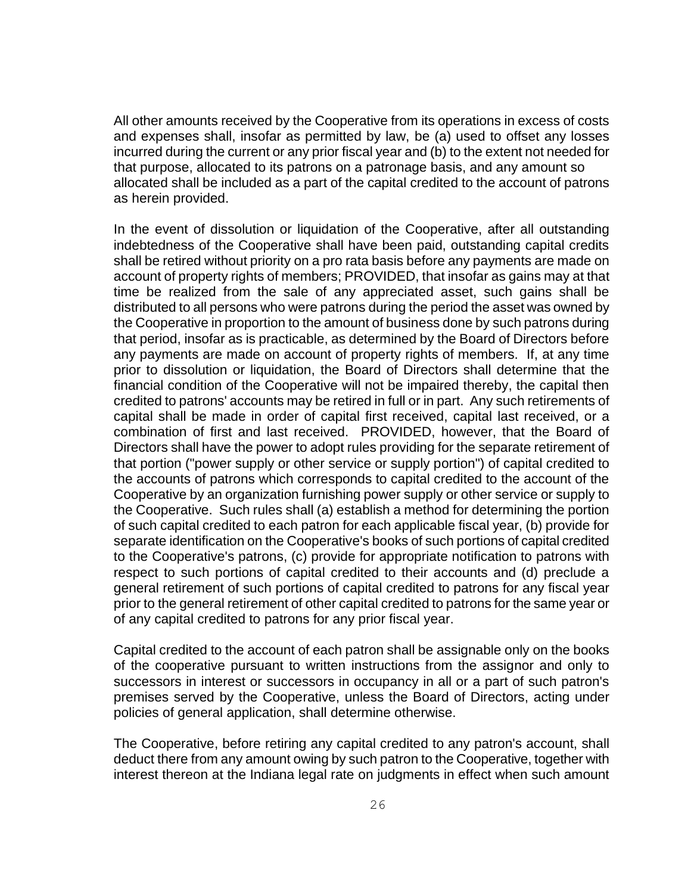All other amounts received by the Cooperative from its operations in excess of costs and expenses shall, insofar as permitted by law, be (a) used to offset any losses incurred during the current or any prior fiscal year and (b) to the extent not needed for that purpose, allocated to its patrons on a patronage basis, and any amount so allocated shall be included as a part of the capital credited to the account of patrons as herein provided.

In the event of dissolution or liquidation of the Cooperative, after all outstanding indebtedness of the Cooperative shall have been paid, outstanding capital credits shall be retired without priority on a pro rata basis before any payments are made on account of property rights of members; PROVIDED, that insofar as gains may at that time be realized from the sale of any appreciated asset, such gains shall be distributed to all persons who were patrons during the period the asset was owned by the Cooperative in proportion to the amount of business done by such patrons during that period, insofar as is practicable, as determined by the Board of Directors before any payments are made on account of property rights of members. If, at any time prior to dissolution or liquidation, the Board of Directors shall determine that the financial condition of the Cooperative will not be impaired thereby, the capital then credited to patrons' accounts may be retired in full or in part. Any such retirements of capital shall be made in order of capital first received, capital last received, or a combination of first and last received. PROVIDED, however, that the Board of Directors shall have the power to adopt rules providing for the separate retirement of that portion ("power supply or other service or supply portion") of capital credited to the accounts of patrons which corresponds to capital credited to the account of the Cooperative by an organization furnishing power supply or other service or supply to the Cooperative. Such rules shall (a) establish a method for determining the portion of such capital credited to each patron for each applicable fiscal year, (b) provide for separate identification on the Cooperative's books of such portions of capital credited to the Cooperative's patrons, (c) provide for appropriate notification to patrons with respect to such portions of capital credited to their accounts and (d) preclude a general retirement of such portions of capital credited to patrons for any fiscal year prior to the general retirement of other capital credited to patrons for the same year or of any capital credited to patrons for any prior fiscal year.

Capital credited to the account of each patron shall be assignable only on the books of the cooperative pursuant to written instructions from the assignor and only to successors in interest or successors in occupancy in all or a part of such patron's premises served by the Cooperative, unless the Board of Directors, acting under policies of general application, shall determine otherwise.

The Cooperative, before retiring any capital credited to any patron's account, shall deduct there from any amount owing by such patron to the Cooperative, together with interest thereon at the Indiana legal rate on judgments in effect when such amount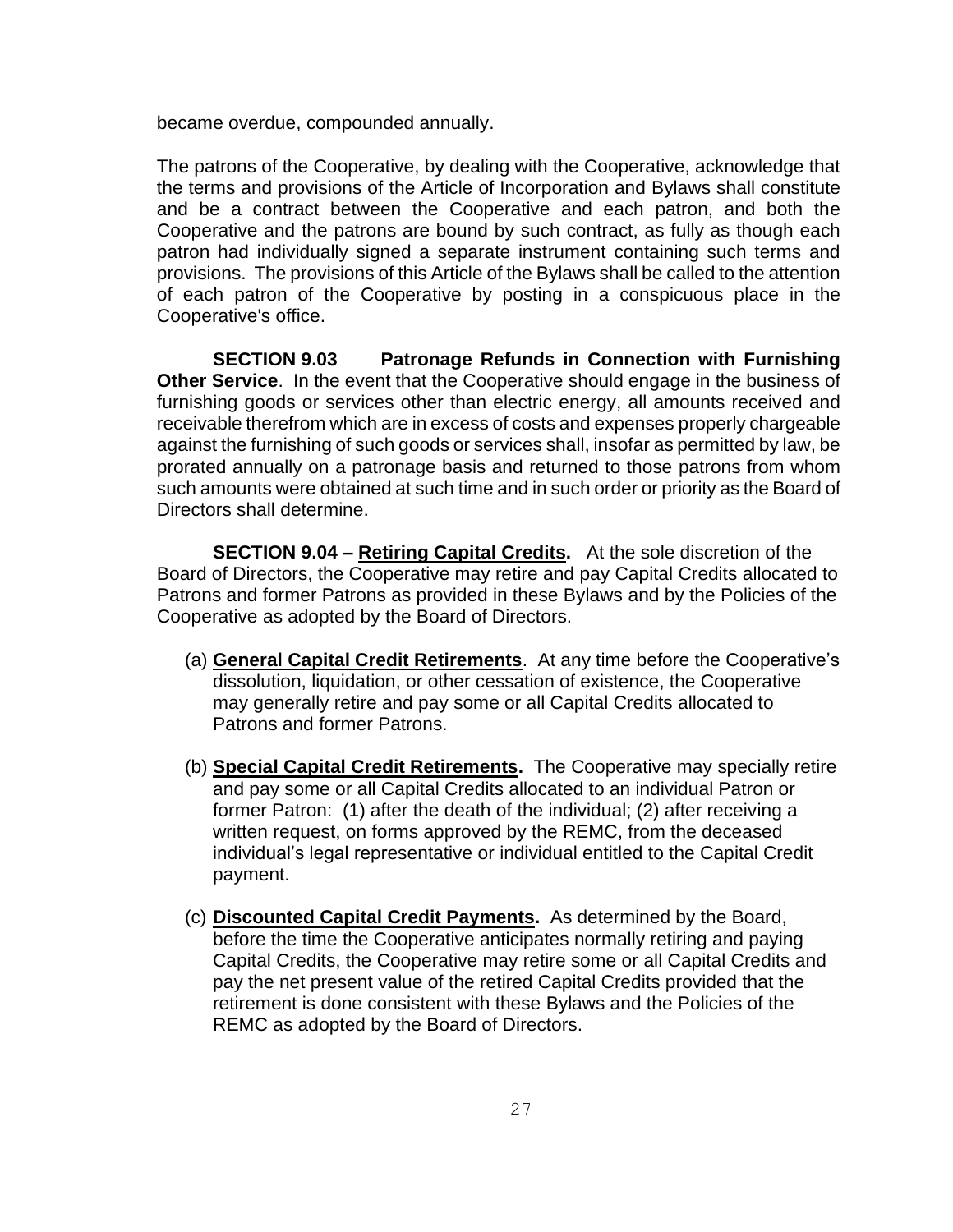became overdue, compounded annually.

The patrons of the Cooperative, by dealing with the Cooperative, acknowledge that the terms and provisions of the Article of Incorporation and Bylaws shall constitute and be a contract between the Cooperative and each patron, and both the Cooperative and the patrons are bound by such contract, as fully as though each patron had individually signed a separate instrument containing such terms and provisions. The provisions of this Article of the Bylaws shall be called to the attention of each patron of the Cooperative by posting in a conspicuous place in the Cooperative's office.

**SECTION 9.03 Patronage Refunds in Connection with Furnishing Other Service**. In the event that the Cooperative should engage in the business of furnishing goods or services other than electric energy, all amounts received and receivable therefrom which are in excess of costs and expenses properly chargeable against the furnishing of such goods or services shall, insofar as permitted by law, be prorated annually on a patronage basis and returned to those patrons from whom such amounts were obtained at such time and in such order or priority as the Board of Directors shall determine.

**SECTION 9.04 – <u>Retiring Capital Credits</u>.** At the sole discretion of the Board of Directors, the Cooperative may retire and pay Capital Credits allocated to Patrons and former Patrons as provided in these Bylaws and by the Policies of the Cooperative as adopted by the Board of Directors.

(a) **<u>General Capital Credit Retirements</u>**. At any time before the Cooperative's dissolution, liquidation, or other cessation of existence, the Cooperative may generally retire and pay some or all Capital Credits allocated to Patrons and former Patrons.

(b) **<u>Special Capital Credit Retirements</u>.** The Cooperative may specially retire and pay some or all Capital Credits allocated to an individual Patron or former Patron: (1) after the death of the individual; (2) after receiving a written request, on forms approved by the REMC, from the deceased individual's legal representative or individual entitled to the Capital Credit payment.

(c) **<u>Discounted Capital Credit Payments</u>.** As determined by the Board, before the time the Cooperative anticipates normally retiring and paying Capital Credits, the Cooperative may retire some or all Capital Credits and pay the net present value of the retired Capital Credits provided that the retirement is done consistent with these Bylaws and the Policies of the REMC as adopted by the Board of Directors.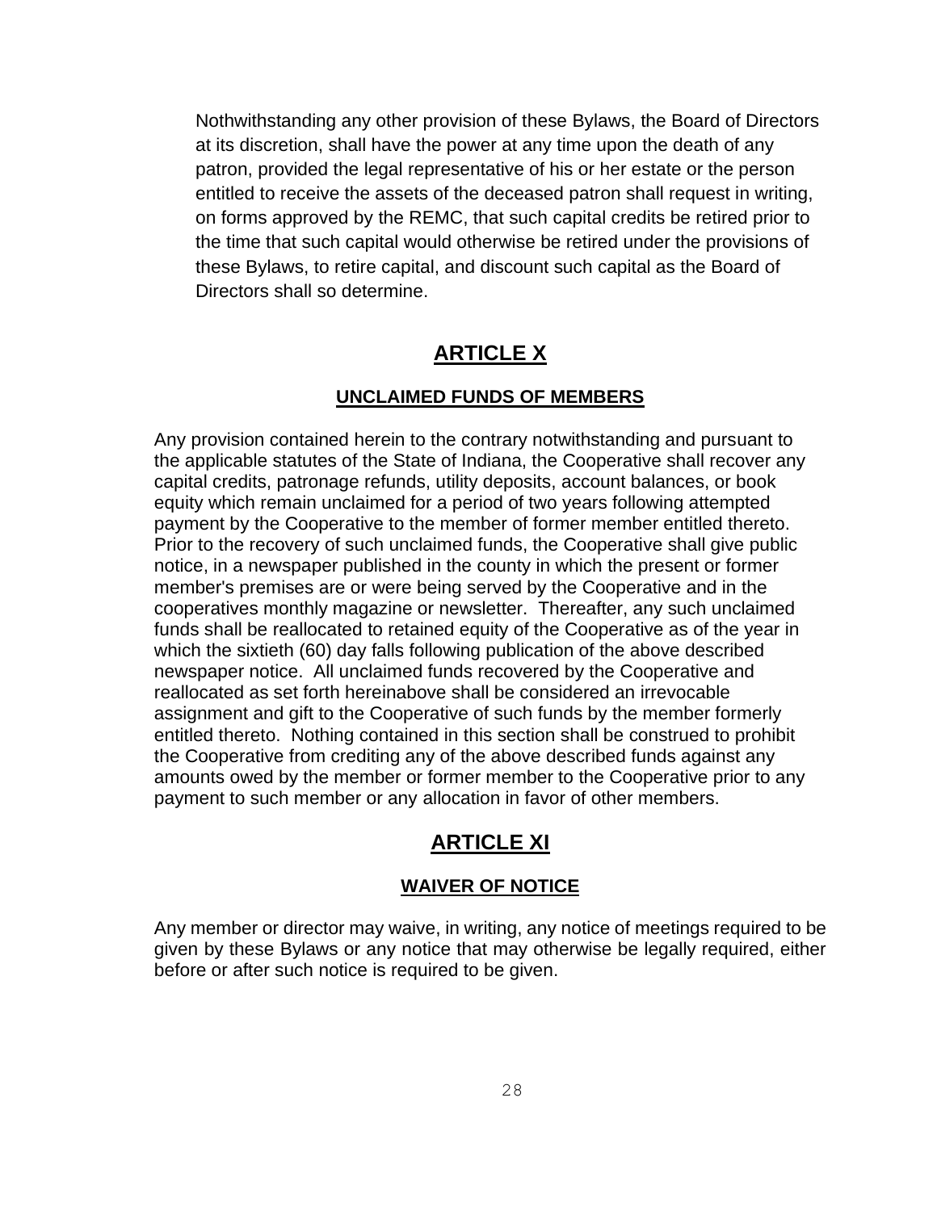Nothwithstanding any other provision of these Bylaws, the Board of Directors at its discretion, shall have the power at any time upon the death of any patron, provided the legal representative of his or her estate or the person entitled to receive the assets of the deceased patron shall request in writing, on forms approved by the REMC, that such capital credits be retired prior to the time that such capital would otherwise be retired under the provisions of these Bylaws, to retire capital, and discount such capital as the Board of Directors shall so determine.

# ARTICLE X

## UNCLAIMED FUNDS OF MEMBERS

Any provision contained herein to the contrary notwithstanding and pursuant to the applicable statutes of the State of Indiana, the Cooperative shall recover any capital credits, patronage refunds, utility deposits, account balances, or book equity which remain unclaimed for a period of two years following attempted payment by the Cooperative to the member of former member entitled thereto. Prior to the recovery of such unclaimed funds, the Cooperative shall give public notice, in a newspaper published in the county in which the present or former member's premises are or were being served by the Cooperative and in the cooperatives monthly magazine or newsletter. Thereafter, any such unclaimed funds shall be reallocated to retained equity of the Cooperative as of the year in which the sixtieth (60) day falls following publication of the above described newspaper notice. All unclaimed funds recovered by the Cooperative and reallocated as set forth hereinabove shall be considered an irrevocable assignment and gift to the Cooperative of such funds by the member formerly entitled thereto. Nothing contained in this section shall be construed to prohibit the Cooperative from crediting any of the above described funds against any amounts owed by the member or former member to the Cooperative prior to any payment to such member or any allocation in favor of other members.

# ARTICLE XI

## WAIVER OF NOTICE

Any member or director may waive, in writing, any notice of meetings required to be given by these Bylaws or any notice that may otherwise be legally required, either before or after such notice is required to be given.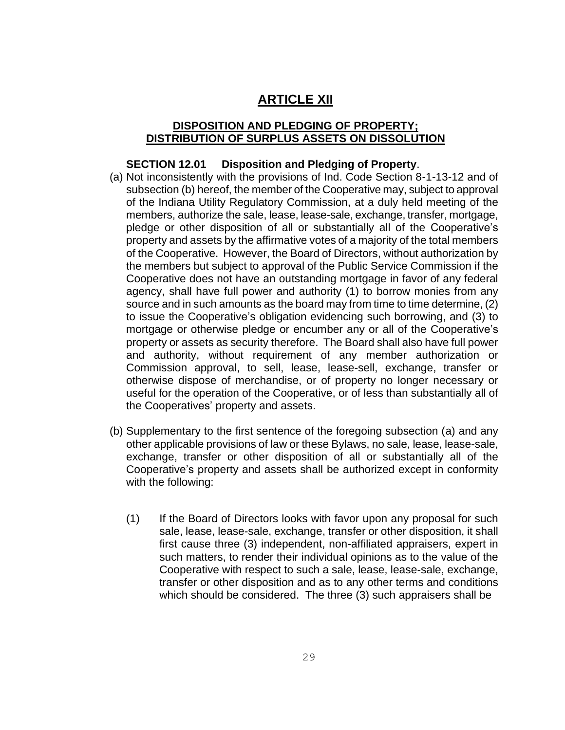# ARTICLE XII

## DISPOSITION AND PLEDGING OF PROPERTY; DISTRIBUTION OF SURPLUS ASSETS ON DISSOLUTION

**SECTION 12.01 Disposition and Pledging of Property**.

(a) Not inconsistently with the provisions of Ind. Code Section 8-1-13-12 and of subsection (b) hereof, the member of the Cooperative may, subject to approval of the Indiana Utility Regulatory Commission, at a duly held meeting of the members, authorize the sale, lease, lease-sale, exchange, transfer, mortgage, pledge or other disposition of all or substantially all of the Cooperative's property and assets by the affirmative votes of a majority of the total members of the Cooperative. However, the Board of Directors, without authorization by the members but subject to approval of the Public Service Commission if the Cooperative does not have an outstanding mortgage in favor of any federal agency, shall have full power and authority (1) to borrow monies from any source and in such amounts as the board may from time to time determine, (2) to issue the Cooperative's obligation evidencing such borrowing, and (3) to mortgage or otherwise pledge or encumber any or all of the Cooperative's property or assets as security therefore. The Board shall also have full power and authority, without requirement of any member authorization or Commission approval, to sell, lease, lease-sell, exchange, transfer or otherwise dispose of merchandise, or of property no longer necessary or useful for the operation of the Cooperative, or of less than substantially all of the Cooperatives' property and assets.

(b) Supplementary to the first sentence of the foregoing subsection (a) and any other applicable provisions of law or these Bylaws, no sale, lease, lease-sale, exchange, transfer or other disposition of all or substantially all of the Cooperative's property and assets shall be authorized except in conformity with the following:

   (1) If the Board of Directors looks with favor upon any proposal for such sale, lease, lease-sale, exchange, transfer or other disposition, it shall first cause three (3) independent, non-affiliated appraisers, expert in such matters, to render their individual opinions as to the value of the Cooperative with respect to such a sale, lease, lease-sale, exchange, transfer or other disposition and as to any other terms and conditions which should be considered. The three (3) such appraisers shall be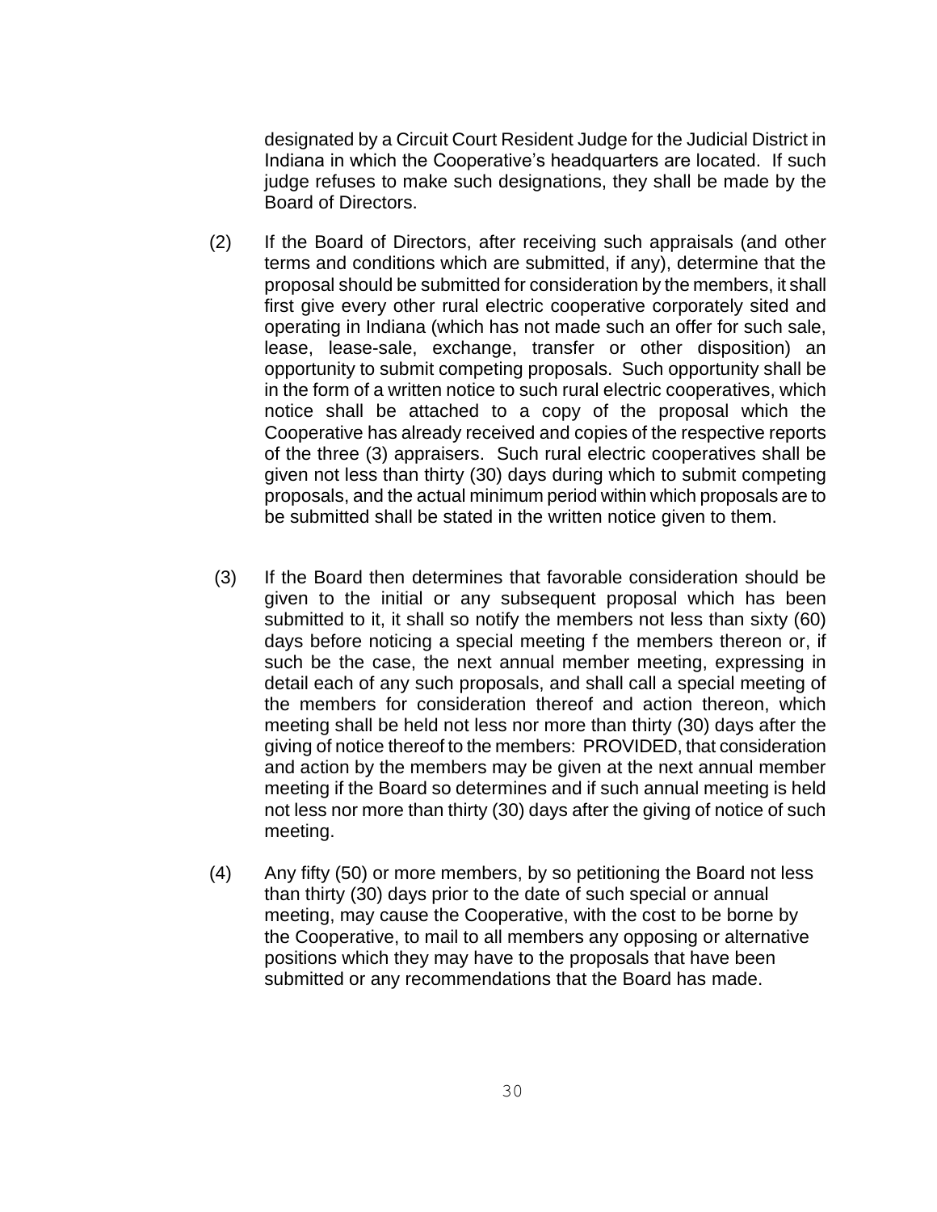designated by a Circuit Court Resident Judge for the Judicial District in Indiana in which the Cooperative's headquarters are located. If such judge refuses to make such designations, they shall be made by the Board of Directors.

(2) If the Board of Directors, after receiving such appraisals (and other terms and conditions which are submitted, if any), determine that the proposal should be submitted for consideration by the members, it shall first give every other rural electric cooperative corporately sited and operating in Indiana (which has not made such an offer for such sale, lease, lease-sale, exchange, transfer or other disposition) an opportunity to submit competing proposals. Such opportunity shall be in the form of a written notice to such rural electric cooperatives, which notice shall be attached to a copy of the proposal which the Cooperative has already received and copies of the respective reports of the three (3) appraisers. Such rural electric cooperatives shall be given not less than thirty (30) days during which to submit competing proposals, and the actual minimum period within which proposals are to be submitted shall be stated in the written notice given to them.

(3) If the Board then determines that favorable consideration should be given to the initial or any subsequent proposal which has been submitted to it, it shall so notify the members not less than sixty (60) days before noticing a special meeting f the members thereon or, if such be the case, the next annual member meeting, expressing in detail each of any such proposals, and shall call a special meeting of the members for consideration thereof and action thereon, which meeting shall be held not less nor more than thirty (30) days after the giving of notice thereof to the members: PROVIDED, that consideration and action by the members may be given at the next annual member meeting if the Board so determines and if such annual meeting is held not less nor more than thirty (30) days after the giving of notice of such meeting.

(4) Any fifty (50) or more members, by so petitioning the Board not less than thirty (30) days prior to the date of such special or annual meeting, may cause the Cooperative, with the cost to be borne by the Cooperative, to mail to all members any opposing or alternative positions which they may have to the proposals that have been submitted or any recommendations that the Board has made.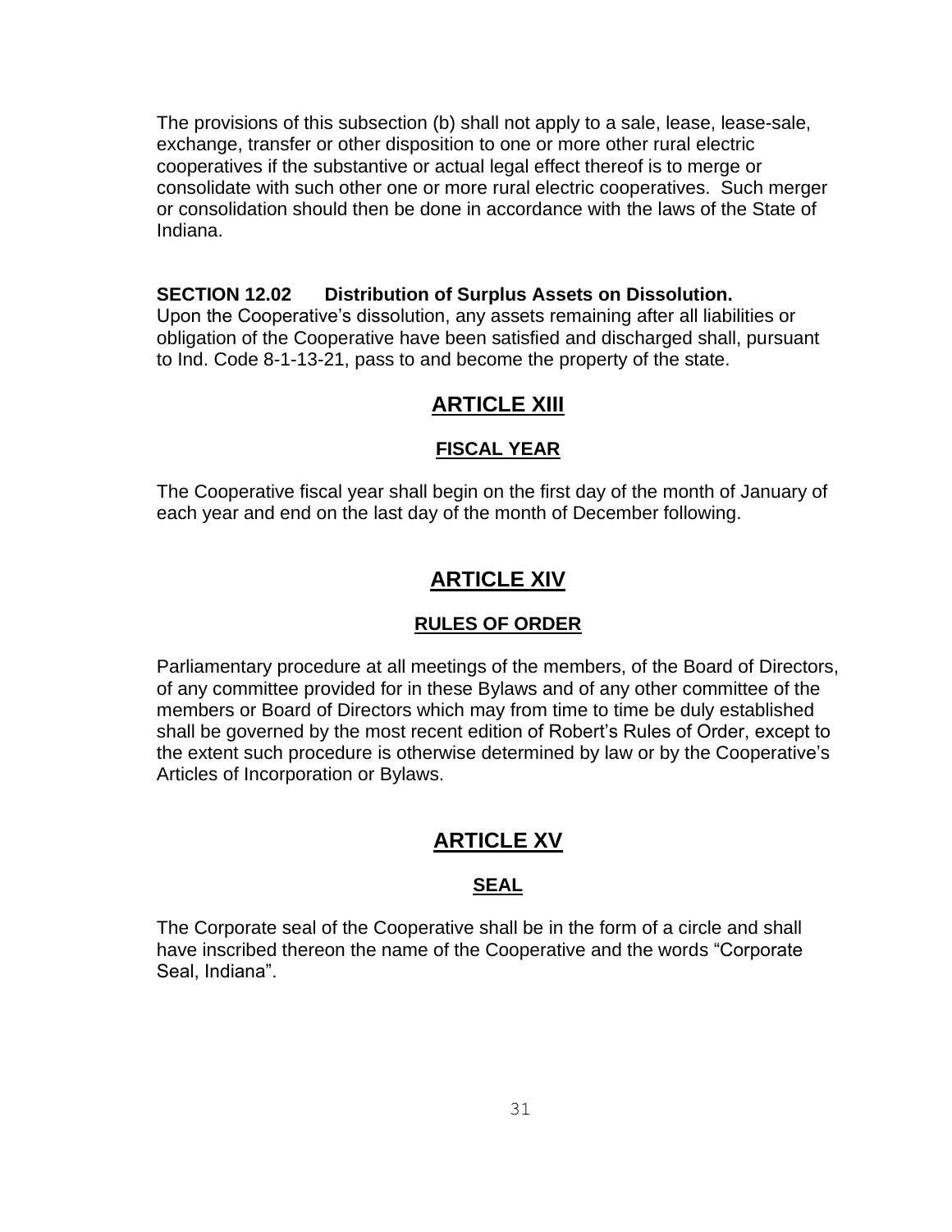The provisions of this subsection (b) shall not apply to a sale, lease, lease-sale, exchange, transfer or other disposition to one or more other rural electric cooperatives if the substantive or actual legal effect thereof is to merge or consolidate with such other one or more rural electric cooperatives. Such merger or consolidation should then be done in accordance with the laws of the State of Indiana.

**SECTION 12.02 Distribution of Surplus Assets on Dissolution.**
Upon the Cooperative's dissolution, any assets remaining after all liabilities or obligation of the Cooperative have been satisfied and discharged shall, pursuant to Ind. Code 8-1-13-21, pass to and become the property of the state.

# ARTICLE XIII

## FISCAL YEAR

The Cooperative fiscal year shall begin on the first day of the month of January of each year and end on the last day of the month of December following.

# ARTICLE XIV

## RULES OF ORDER

Parliamentary procedure at all meetings of the members, of the Board of Directors, of any committee provided for in these Bylaws and of any other committee of the members or Board of Directors which may from time to time be duly established shall be governed by the most recent edition of Robert's Rules of Order, except to the extent such procedure is otherwise determined by law or by the Cooperative's Articles of Incorporation or Bylaws.

# ARTICLE XV

## SEAL

The Corporate seal of the Cooperative shall be in the form of a circle and shall have inscribed thereon the name of the Cooperative and the words "Corporate Seal, Indiana".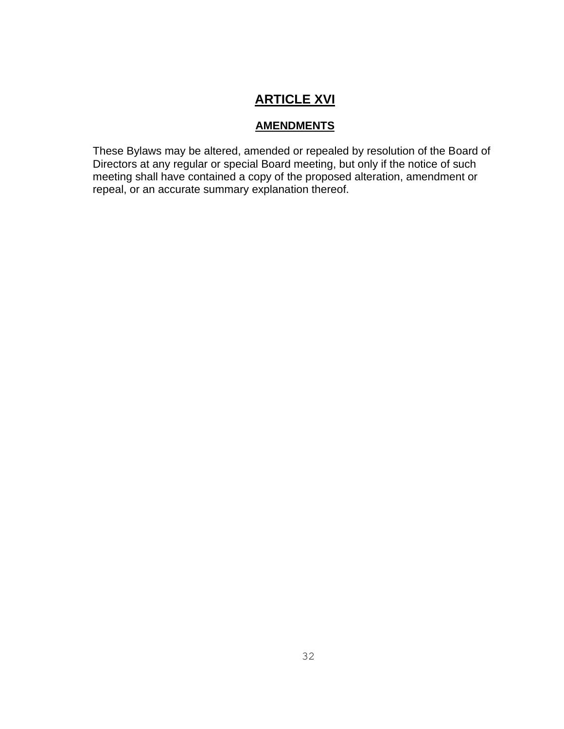# ARTICLE XVI

## AMENDMENTS

These Bylaws may be altered, amended or repealed by resolution of the Board of Directors at any regular or special Board meeting, but only if the notice of such meeting shall have contained a copy of the proposed alteration, amendment or repeal, or an accurate summary explanation thereof.